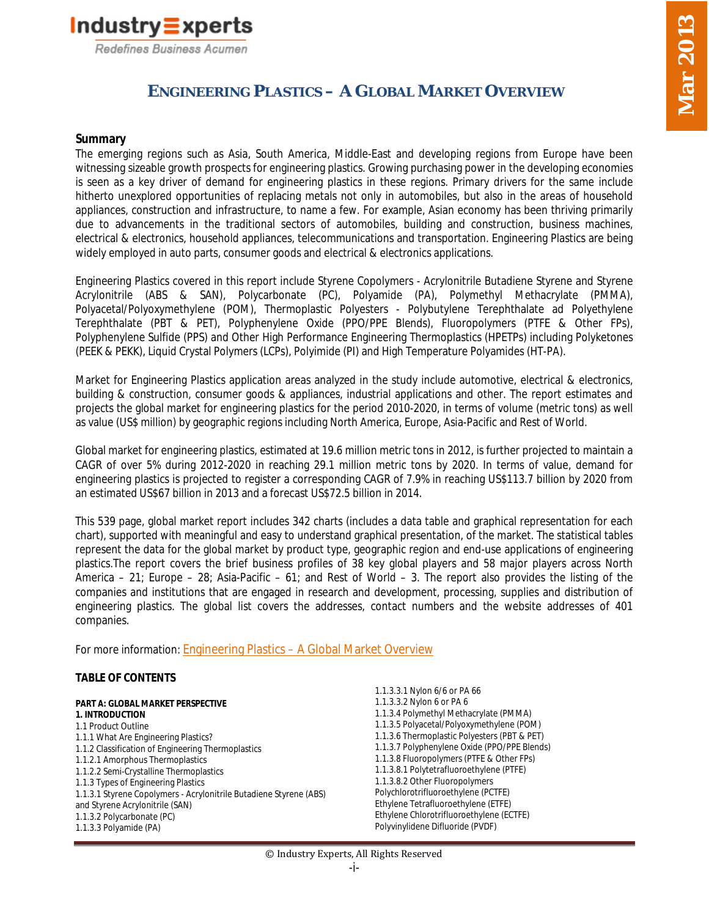# ENGINEERING PLASTICS – A GLOBAL MARKET OVERVIEW

Mar 2013

## Summary

The emerging regions such as Asia, South America, Middle-East and developing regions from Europe have been witnessing sizeable growth prospects for engineering plastics. Growing purchasing power in the developing economies is seen as a key driver of demand for engineering plastics in these regions. Primary drivers for the same include hitherto unexplored opportunities of replacing metals not only in automobiles, but also in the areas of household appliances, construction and infrastructure, to name a few. For example, Asian economy has been thriving primarily due to advancements in the traditional sectors of automobiles, building and construction, business machines, electrical & electronics, household appliances, telecommunications and transportation. Engineering Plastics are being widely employed in auto parts, consumer goods and electrical & electronics applications.

Engineering Plastics covered in this report include Styrene Copolymers - Acrylonitrile Butadiene Styrene and Styrene Acrylonitrile (ABS & SAN), Polycarbonate (PC), Polyamide (PA), Polymethyl Methacrylate (PMMA), Polyacetal/Polyoxymethylene (POM), Thermoplastic Polyesters - Polybutylene Terephthalate ad Polyethylene Terephthalate (PBT & PET), Polyphenylene Oxide (PPO/PPE Blends), Fluoropolymers (PTFE & Other FPs), Polyphenylene Sulfide (PPS) and Other High Performance Engineering Thermoplastics (HPETPs) including Polyketones (PEEK & PEKK), Liquid Crystal Polymers (LCPs), Polyimide (PI) and High Temperature Polyamides (HT-PA).

Market for Engineering Plastics application areas analyzed in the study include automotive, electrical & electronics, building & construction, consumer goods & appliances, industrial applications and other. The report estimates and projects the global market for engineering plastics for the period 2010-2020, in terms of volume (metric tons) as well as value (US$ million) by geographic regions including North America, Europe, Asia-Pacific and Rest of World.

Global market for engineering plastics, estimated at 19.6 million metric tons in 2012, is further projected to maintain a CAGR of over 5% during 2012-2020 in reaching 29.1 million metric tons by 2020. In terms of value, demand for engineering plastics is projected to register a corresponding CAGR of 7.9% in reaching US$113.7 billion by 2020 from an estimated US$67 billion in 2013 and a forecast US$72.5 billion in 2014.

This 539 page, global market report includes 342 charts (includes a data table and graphical representation for each chart), supported with meaningful and easy to understand graphical presentation, of the market. The statistical tables represent the data for the global market by product type, geographic region and end-use applications of engineering plastics.The report covers the brief business profiles of 38 key global players and 58 major players across North America – 21; Europe – 28; Asia-Pacific – 61; and Rest of World – 3. The report also provides the listing of the companies and institutions that are engaged in research and development, processing, supplies and distribution of engineering plastics. The global list covers the addresses, contact numbers and the website addresses of 401 companies.

For more information: Engineering Plastics – A Global Market Overview

## TABLE OF CONTENTS

**PART A: GLOBAL MARKET PERSPECTIVE**

**1. INTRODUCTION**

1.1 Product Outline
1.1.1 What Are Engineering Plastics?
1.1.2 Classification of Engineering Thermoplastics
1.1.2.1 Amorphous Thermoplastics
1.1.2.2 Semi-Crystalline Thermoplastics
1.1.3 Types of Engineering Plastics
1.1.3.1 Styrene Copolymers - Acrylonitrile Butadiene Styrene (ABS) and Styrene Acrylonitrile (SAN)
1.1.3.2 Polycarbonate (PC)
1.1.3.3 Polyamide (PA)
1.1.3.3.1 Nylon 6/6 or PA 66
1.1.3.3.2 Nylon 6 or PA 6
1.1.3.4 Polymethyl Methacrylate (PMMA)
1.1.3.5 Polyacetal/Polyoxymethylene (POM)
1.1.3.6 Thermoplastic Polyesters (PBT & PET)
1.1.3.7 Polyphenylene Oxide (PPO/PPE Blends)
1.1.3.8 Fluoropolymers (PTFE & Other FPs)
1.1.3.8.1 Polytetrafluoroethylene (PTFE)
1.1.3.8.2 Other Fluoropolymers
Polychlorotrifluoroethylene (PCTFE)
Ethylene Tetrafluoroethylene (ETFE)
Ethylene Chlorotrifluoroethylene (ECTFE)
Polyvinylidene Difluoride (PVDF)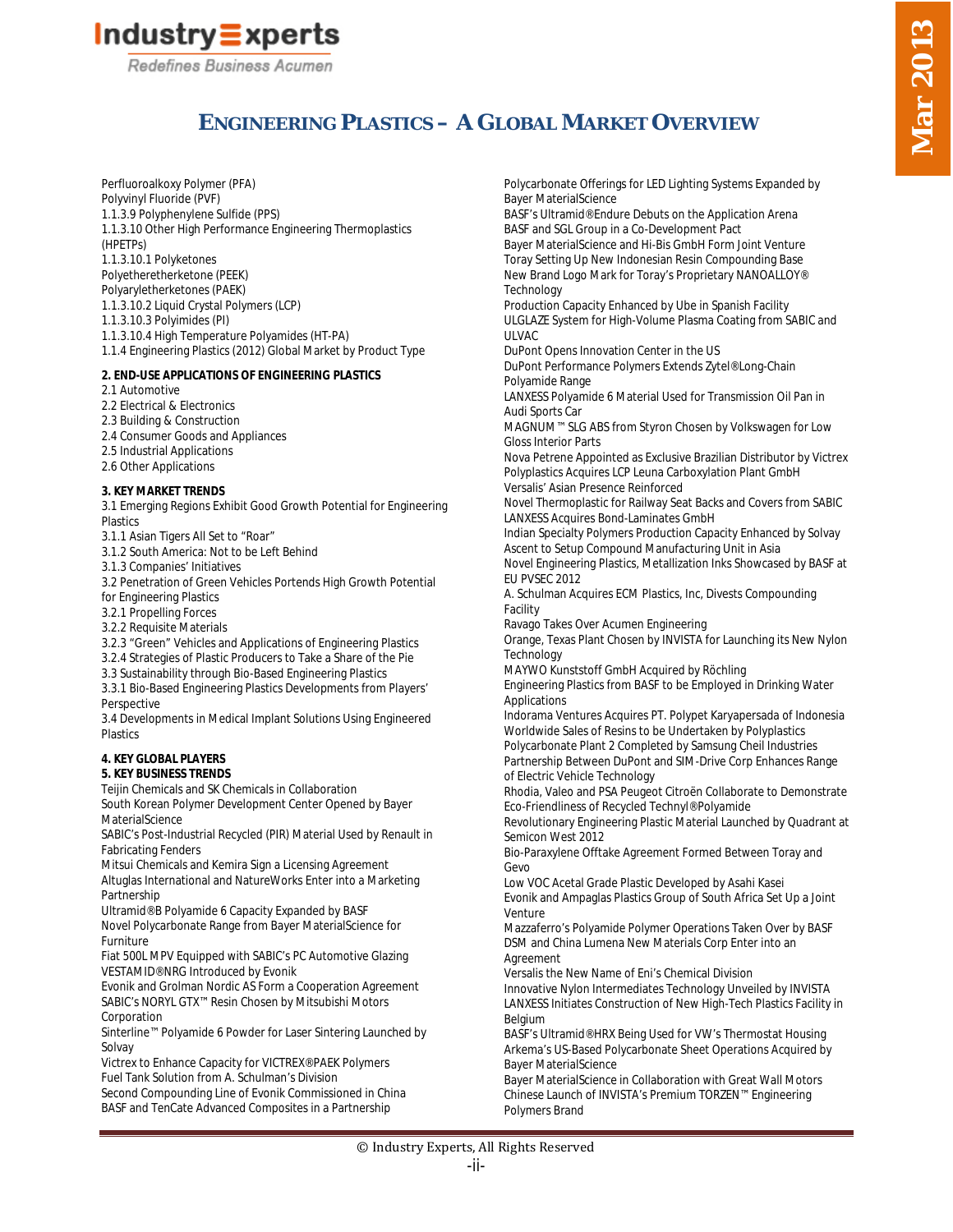# ENGINEERING PLASTICS – A GLOBAL MARKET OVERVIEW

Perfluoroalkoxy Polymer (PFA)
Polyvinyl Fluoride (PVF)
1.1.3.9 Polyphenylene Sulfide (PPS)
1.1.3.10 Other High Performance Engineering Thermoplastics (HPETPs)
1.1.3.10.1 Polyketones
Polyetheretherketone (PEEK)
Polyaryletherketones (PAEK)
1.1.3.10.2 Liquid Crystal Polymers (LCP)
1.1.3.10.3 Polyimides (PI)
1.1.3.10.4 High Temperature Polyamides (HT-PA)
1.1.4 Engineering Plastics (2012) Global Market by Product Type

**2. END-USE APPLICATIONS OF ENGINEERING PLASTICS**
2.1 Automotive
2.2 Electrical & Electronics
2.3 Building & Construction
2.4 Consumer Goods and Appliances
2.5 Industrial Applications
2.6 Other Applications

**3. KEY MARKET TRENDS**
3.1 Emerging Regions Exhibit Good Growth Potential for Engineering Plastics
3.1.1 Asian Tigers All Set to "Roar"
3.1.2 South America: Not to be Left Behind
3.1.3 Companies' Initiatives
3.2 Penetration of Green Vehicles Portends High Growth Potential for Engineering Plastics
3.2.1 Propelling Forces
3.2.2 Requisite Materials
3.2.3 "Green" Vehicles and Applications of Engineering Plastics
3.2.4 Strategies of Plastic Producers to Take a Share of the Pie
3.3 Sustainability through Bio-Based Engineering Plastics
3.3.1 Bio-Based Engineering Plastics Developments from Players' Perspective
3.4 Developments in Medical Implant Solutions Using Engineered Plastics

**4. KEY GLOBAL PLAYERS**
**5. KEY BUSINESS TRENDS**
Teijin Chemicals and SK Chemicals in Collaboration
South Korean Polymer Development Center Opened by Bayer MaterialScience
SABIC's Post-Industrial Recycled (PIR) Material Used by Renault in Fabricating Fenders
Mitsui Chemicals and Kemira Sign a Licensing Agreement
Altuglas International and NatureWorks Enter into a Marketing Partnership
Ultramid®B Polyamide 6 Capacity Expanded by BASF
Novel Polycarbonate Range from Bayer MaterialScience for Furniture
Fiat 500L MPV Equipped with SABIC's PC Automotive Glazing
VESTAMID®NRG Introduced by Evonik
Evonik and Grolman Nordic AS Form a Cooperation Agreement
SABIC's NORYL GTX™ Resin Chosen by Mitsubishi Motors Corporation
Sinterline™ Polyamide 6 Powder for Laser Sintering Launched by Solvay
Victrex to Enhance Capacity for VICTREX®PAEK Polymers
Fuel Tank Solution from A. Schulman's Division
Second Compounding Line of Evonik Commissioned in China
BASF and TenCate Advanced Composites in a Partnership
Polycarbonate Offerings for LED Lighting Systems Expanded by Bayer MaterialScience
BASF's Ultramid®Endure Debuts on the Application Arena
BASF and SGL Group in a Co-Development Pact
Bayer MaterialScience and Hi-Bis GmbH Form Joint Venture
Toray Setting Up New Indonesian Resin Compounding Base
New Brand Logo Mark for Toray's Proprietary NANOALLOY® Technology
Production Capacity Enhanced by Ube in Spanish Facility
ULGLAZE System for High-Volume Plasma Coating from SABIC and ULVAC
DuPont Opens Innovation Center in the US
DuPont Performance Polymers Extends Zytel®Long-Chain Polyamide Range
LANXESS Polyamide 6 Material Used for Transmission Oil Pan in Audi Sports Car
MAGNUM™ SLG ABS from Styron Chosen by Volkswagen for Low Gloss Interior Parts
Nova Petrene Appointed as Exclusive Brazilian Distributor by Victrex
Polyplastics Acquires LCP Leuna Carboxylation Plant GmbH
Versalis' Asian Presence Reinforced
Novel Thermoplastic for Railway Seat Backs and Covers from SABIC
LANXESS Acquires Bond-Laminates GmbH
Indian Specialty Polymers Production Capacity Enhanced by Solvay
Ascent to Setup Compound Manufacturing Unit in Asia
Novel Engineering Plastics, Metallization Inks Showcased by BASF at EU PVSEC 2012
A. Schulman Acquires ECM Plastics, Inc, Divests Compounding Facility
Ravago Takes Over Acumen Engineering
Orange, Texas Plant Chosen by INVISTA for Launching its New Nylon Technology
MAYWO Kunststoff GmbH Acquired by Röchling
Engineering Plastics from BASF to be Employed in Drinking Water Applications
Indorama Ventures Acquires PT. Polypet Karyapersada of Indonesia
Worldwide Sales of Resins to be Undertaken by Polyplastics
Polycarbonate Plant 2 Completed by Samsung Cheil Industries
Partnership Between DuPont and SIM-Drive Corp Enhances Range of Electric Vehicle Technology
Rhodia, Valeo and PSA Peugeot Citroën Collaborate to Demonstrate Eco-Friendliness of Recycled Technyl®Polyamide
Revolutionary Engineering Plastic Material Launched by Quadrant at Semicon West 2012
Bio-Paraxylene Offtake Agreement Formed Between Toray and Gevo
Low VOC Acetal Grade Plastic Developed by Asahi Kasei
Evonik and Ampaglas Plastics Group of South Africa Set Up a Joint Venture
Mazzaferro's Polyamide Polymer Operations Taken Over by BASF
DSM and China Lumena New Materials Corp Enter into an Agreement
Versalis the New Name of Eni's Chemical Division
Innovative Nylon Intermediates Technology Unveiled by INVISTA
LANXESS Initiates Construction of New High-Tech Plastics Facility in Belgium
BASF's Ultramid®HRX Being Used for VW's Thermostat Housing
Arkema's US-Based Polycarbonate Sheet Operations Acquired by Bayer MaterialScience
Bayer MaterialScience in Collaboration with Great Wall Motors
Chinese Launch of INVISTA's Premium TORZEN™ Engineering Polymers Brand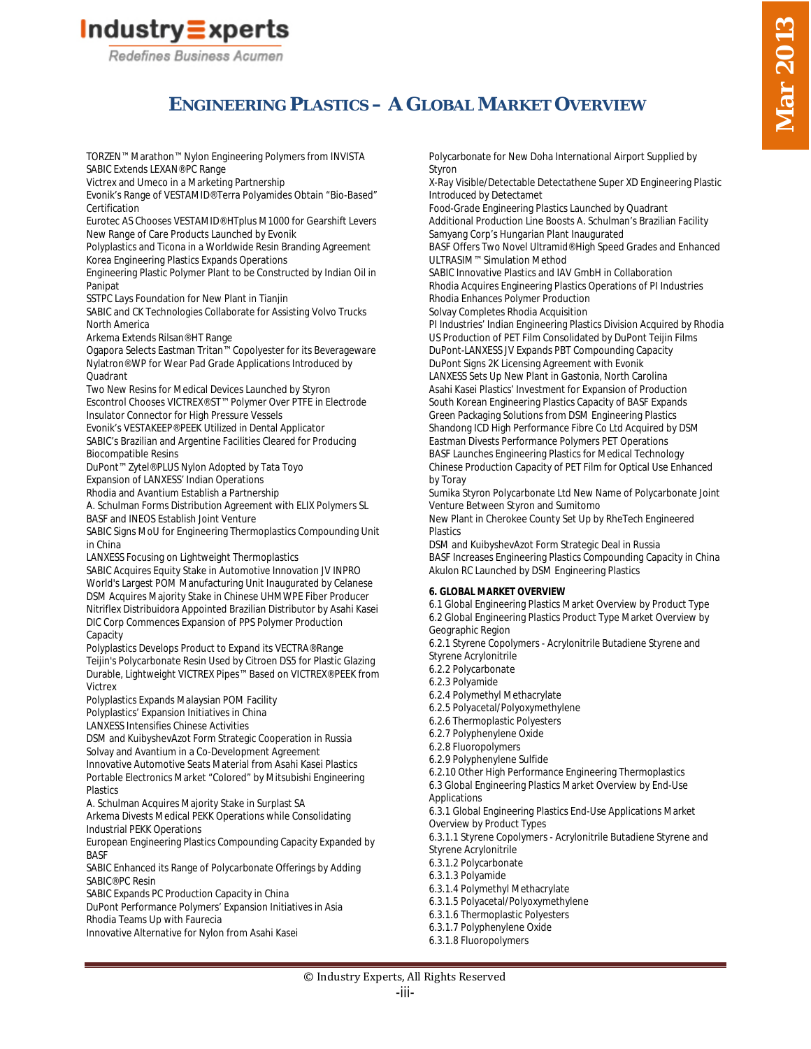TORZEN™ Marathon™ Nylon Engineering Polymers from INVISTA
SABIC Extends LEXAN®PC Range
Victrex and Umeco in a Marketing Partnership
Evonik's Range of VESTAMID®Terra Polyamides Obtain "Bio-Based" Certification
Eurotec AS Chooses VESTAMID®HTplus M1000 for Gearshift Levers
New Range of Care Products Launched by Evonik
Polyplastics and Ticona in a Worldwide Resin Branding Agreement
Korea Engineering Plastics Expands Operations
Engineering Plastic Polymer Plant to be Constructed by Indian Oil in Panipat
SSTPC Lays Foundation for New Plant in Tianjin
SABIC and CK Technologies Collaborate for Assisting Volvo Trucks North America
Arkema Extends Rilsan®HT Range
Ogapora Selects Eastman Tritan™ Copolyester for its Beverageware
Nylatron®WP for Wear Pad Grade Applications Introduced by Quadrant
Two New Resins for Medical Devices Launched by Styron
Escontrol Chooses VICTREX®ST™ Polymer Over PTFE in Electrode Insulator Connector for High Pressure Vessels
Evonik's VESTAKEEP®PEEK Utilized in Dental Applicator
SABIC's Brazilian and Argentine Facilities Cleared for Producing Biocompatible Resins
DuPont™ Zytel®PLUS Nylon Adopted by Tata Toyo
Expansion of LANXESS' Indian Operations
Rhodia and Avantium Establish a Partnership
A. Schulman Forms Distribution Agreement with ELIX Polymers SL
BASF and INEOS Establish Joint Venture
SABIC Signs MoU for Engineering Thermoplastics Compounding Unit in China
LANXESS Focusing on Lightweight Thermoplastics
SABIC Acquires Equity Stake in Automotive Innovation JV INPRO
World's Largest POM Manufacturing Unit Inaugurated by Celanese
DSM Acquires Majority Stake in Chinese UHMWPE Fiber Producer
Nitriflex Distribuidora Appointed Brazilian Distributor by Asahi Kasei
DIC Corp Commences Expansion of PPS Polymer Production Capacity
Polyplastics Develops Product to Expand its VECTRA®Range
Teijin's Polycarbonate Resin Used by Citroen DS5 for Plastic Glazing
Durable, Lightweight VICTREX Pipes™ Based on VICTREX®PEEK from Victrex
Polyplastics Expands Malaysian POM Facility
Polyplastics' Expansion Initiatives in China
LANXESS Intensifies Chinese Activities
DSM and KuibyshevAzot Form Strategic Cooperation in Russia
Solvay and Avantium in a Co-Development Agreement
Innovative Automotive Seats Material from Asahi Kasei Plastics
Portable Electronics Market "Colored" by Mitsubishi Engineering Plastics
A. Schulman Acquires Majority Stake in Surplast SA
Arkema Divests Medical PEKK Operations while Consolidating Industrial PEKK Operations
European Engineering Plastics Compounding Capacity Expanded by BASF
SABIC Enhanced its Range of Polycarbonate Offerings by Adding SABIC®PC Resin
SABIC Expands PC Production Capacity in China
DuPont Performance Polymers' Expansion Initiatives in Asia
Rhodia Teams Up with Faurecia
Innovative Alternative for Nylon from Asahi Kasei
Polycarbonate for New Doha International Airport Supplied by Styron
X-Ray Visible/Detectable Detectathene Super XD Engineering Plastic Introduced by Detectamet
Food-Grade Engineering Plastics Launched by Quadrant
Additional Production Line Boosts A. Schulman's Brazilian Facility
Samyang Corp's Hungarian Plant Inaugurated
BASF Offers Two Novel Ultramid®High Speed Grades and Enhanced ULTRASIM™ Simulation Method
SABIC Innovative Plastics and IAV GmbH in Collaboration
Rhodia Acquires Engineering Plastics Operations of PI Industries
Rhodia Enhances Polymer Production
Solvay Completes Rhodia Acquisition
PI Industries' Indian Engineering Plastics Division Acquired by Rhodia
US Production of PET Film Consolidated by DuPont Teijin Films
DuPont-LANXESS JV Expands PBT Compounding Capacity
DuPont Signs 2K Licensing Agreement with Evonik
LANXESS Sets Up New Plant in Gastonia, North Carolina
Asahi Kasei Plastics' Investment for Expansion of Production
South Korean Engineering Plastics Capacity of BASF Expands
Green Packaging Solutions from DSM Engineering Plastics
Shandong ICD High Performance Fibre Co Ltd Acquired by DSM
Eastman Divests Performance Polymers PET Operations
BASF Launches Engineering Plastics for Medical Technology
Chinese Production Capacity of PET Film for Optical Use Enhanced by Toray
Sumika Styron Polycarbonate Ltd New Name of Polycarbonate Joint Venture Between Styron and Sumitomo
New Plant in Cherokee County Set Up by RheTech Engineered Plastics
DSM and KuibyshevAzot Form Strategic Deal in Russia
BASF Increases Engineering Plastics Compounding Capacity in China
Akulon RC Launched by DSM Engineering Plastics

**6. GLOBAL MARKET OVERVIEW**

6.1 Global Engineering Plastics Market Overview by Product Type
6.2 Global Engineering Plastics Product Type Market Overview by Geographic Region
6.2.1 Styrene Copolymers - Acrylonitrile Butadiene Styrene and Styrene Acrylonitrile
6.2.2 Polycarbonate
6.2.3 Polyamide
6.2.4 Polymethyl Methacrylate
6.2.5 Polyacetal/Polyoxymethylene
6.2.6 Thermoplastic Polyesters
6.2.7 Polyphenylene Oxide
6.2.8 Fluoropolymers
6.2.9 Polyphenylene Sulfide
6.2.10 Other High Performance Engineering Thermoplastics
6.3 Global Engineering Plastics Market Overview by End-Use Applications
6.3.1 Global Engineering Plastics End-Use Applications Market Overview by Product Types
6.3.1.1 Styrene Copolymers - Acrylonitrile Butadiene Styrene and Styrene Acrylonitrile
6.3.1.2 Polycarbonate
6.3.1.3 Polyamide
6.3.1.4 Polymethyl Methacrylate
6.3.1.5 Polyacetal/Polyoxymethylene
6.3.1.6 Thermoplastic Polyesters
6.3.1.7 Polyphenylene Oxide
6.3.1.8 Fluoropolymers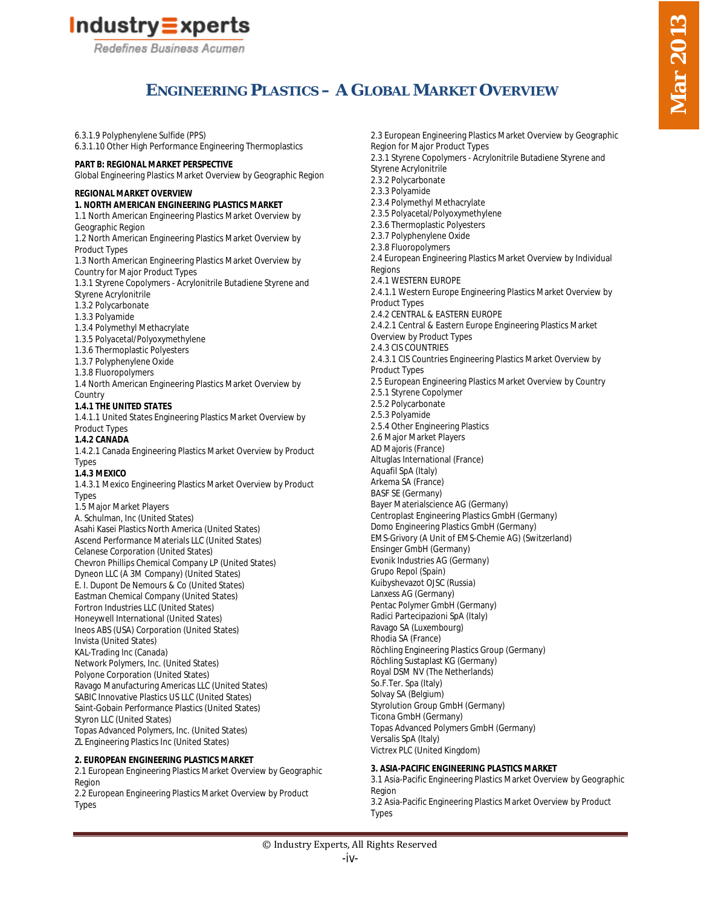6.3.1.9 Polyphenylene Sulfide (PPS)
6.3.1.10 Other High Performance Engineering Thermoplastics

**PART B: REGIONAL MARKET PERSPECTIVE**
Global Engineering Plastics Market Overview by Geographic Region

**REGIONAL MARKET OVERVIEW**
**1. NORTH AMERICAN ENGINEERING PLASTICS MARKET**
1.1 North American Engineering Plastics Market Overview by Geographic Region
1.2 North American Engineering Plastics Market Overview by Product Types
1.3 North American Engineering Plastics Market Overview by Country for Major Product Types
1.3.1 Styrene Copolymers - Acrylonitrile Butadiene Styrene and Styrene Acrylonitrile
1.3.2 Polycarbonate
1.3.3 Polyamide
1.3.4 Polymethyl Methacrylate
1.3.5 Polyacetal/Polyoxymethylene
1.3.6 Thermoplastic Polyesters
1.3.7 Polyphenylene Oxide
1.3.8 Fluoropolymers
1.4 North American Engineering Plastics Market Overview by Country
**1.4.1 THE UNITED STATES**
1.4.1.1 United States Engineering Plastics Market Overview by Product Types
**1.4.2 CANADA**
1.4.2.1 Canada Engineering Plastics Market Overview by Product Types
**1.4.3 MEXICO**
1.4.3.1 Mexico Engineering Plastics Market Overview by Product Types
1.5 Major Market Players
A. Schulman, Inc (United States)
Asahi Kasei Plastics North America (United States)
Ascend Performance Materials LLC (United States)
Celanese Corporation (United States)
Chevron Phillips Chemical Company LP (United States)
Dyneon LLC (A 3M Company) (United States)
E. I. Dupont De Nemours & Co (United States)
Eastman Chemical Company (United States)
Fortron Industries LLC (United States)
Honeywell International (United States)
Ineos ABS (USA) Corporation (United States)
Invista (United States)
KAL-Trading Inc (Canada)
Network Polymers, Inc. (United States)
Polyone Corporation (United States)
Ravago Manufacturing Americas LLC (United States)
SABIC Innovative Plastics US LLC (United States)
Saint-Gobain Performance Plastics (United States)
Styron LLC (United States)
Topas Advanced Polymers, Inc. (United States)
ZL Engineering Plastics Inc (United States)

**2. EUROPEAN ENGINEERING PLASTICS MARKET**
2.1 European Engineering Plastics Market Overview by Geographic Region
2.2 European Engineering Plastics Market Overview by Product Types
2.3 European Engineering Plastics Market Overview by Geographic Region for Major Product Types
2.3.1 Styrene Copolymers - Acrylonitrile Butadiene Styrene and Styrene Acrylonitrile
2.3.2 Polycarbonate
2.3.3 Polyamide
2.3.4 Polymethyl Methacrylate
2.3.5 Polyacetal/Polyoxymethylene
2.3.6 Thermoplastic Polyesters
2.3.7 Polyphenylene Oxide
2.3.8 Fluoropolymers
2.4 European Engineering Plastics Market Overview by Individual Regions
2.4.1 WESTERN EUROPE
2.4.1.1 Western Europe Engineering Plastics Market Overview by Product Types
2.4.2 CENTRAL & EASTERN EUROPE
2.4.2.1 Central & Eastern Europe Engineering Plastics Market Overview by Product Types
2.4.3 CIS COUNTRIES
2.4.3.1 CIS Countries Engineering Plastics Market Overview by Product Types
2.5 European Engineering Plastics Market Overview by Country
2.5.1 Styrene Copolymer
2.5.2 Polycarbonate
2.5.3 Polyamide
2.5.4 Other Engineering Plastics
2.6 Major Market Players
AD Majoris (France)
Altuglas International (France)
Aquafil SpA (Italy)
Arkema SA (France)
BASF SE (Germany)
Bayer Materialscience AG (Germany)
Centroplast Engineering Plastics GmbH (Germany)
Domo Engineering Plastics GmbH (Germany)
EMS-Grivory (A Unit of EMS-Chemie AG) (Switzerland)
Ensinger GmbH (Germany)
Evonik Industries AG (Germany)
Grupo Repol (Spain)
Kuibyshevazot OJSC (Russia)
Lanxess AG (Germany)
Pentac Polymer GmbH (Germany)
Radici Partecipazioni SpA (Italy)
Ravago SA (Luxembourg)
Rhodia SA (France)
Röchling Engineering Plastics Group (Germany)
Röchling Sustaplast KG (Germany)
Royal DSM NV (The Netherlands)
So.F.Ter. Spa (Italy)
Solvay SA (Belgium)
Styrolution Group GmbH (Germany)
Ticona GmbH (Germany)
Topas Advanced Polymers GmbH (Germany)
Versalis SpA (Italy)
Victrex PLC (United Kingdom)

**3. ASIA-PACIFIC ENGINEERING PLASTICS MARKET**
3.1 Asia-Pacific Engineering Plastics Market Overview by Geographic Region
3.2 Asia-Pacific Engineering Plastics Market Overview by Product Types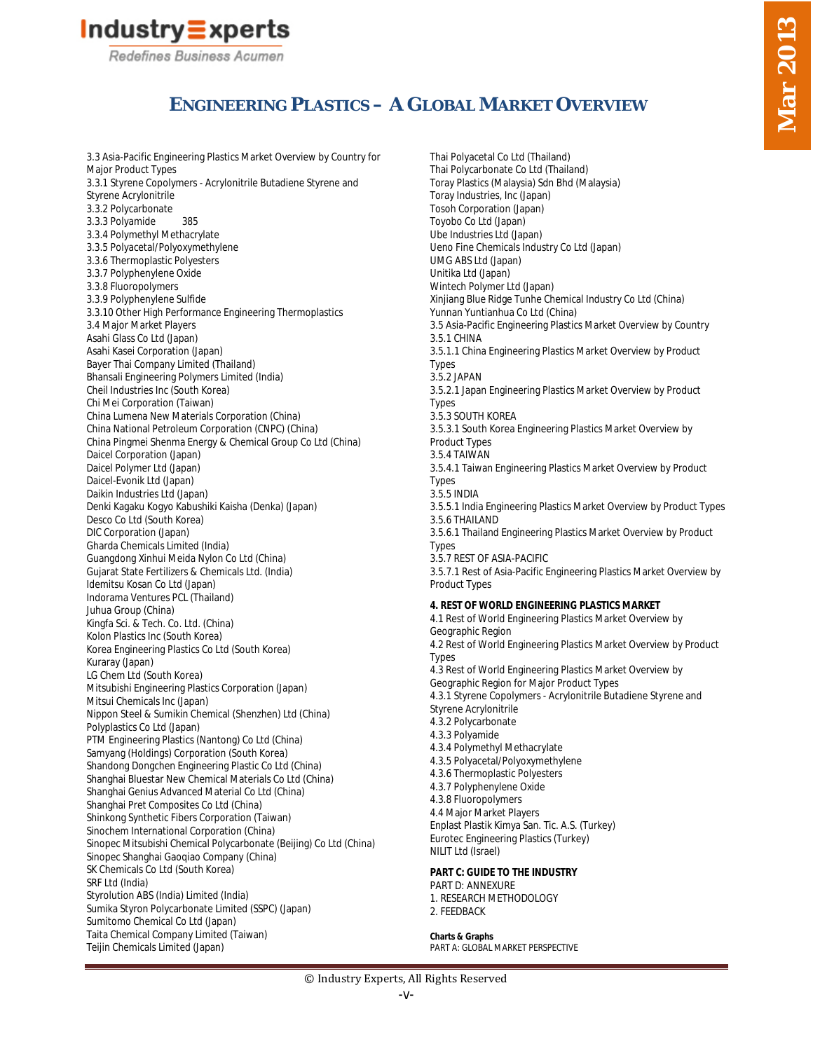3.3 Asia-Pacific Engineering Plastics Market Overview by Country for Major Product Types
3.3.1 Styrene Copolymers - Acrylonitrile Butadiene Styrene and Styrene Acrylonitrile
3.3.2 Polycarbonate
3.3.3 Polyamide 385
3.3.4 Polymethyl Methacrylate
3.3.5 Polyacetal/Polyoxymethylene
3.3.6 Thermoplastic Polyesters
3.3.7 Polyphenylene Oxide
3.3.8 Fluoropolymers
3.3.9 Polyphenylene Sulfide
3.3.10 Other High Performance Engineering Thermoplastics
3.4 Major Market Players
Asahi Glass Co Ltd (Japan)
Asahi Kasei Corporation (Japan)
Bayer Thai Company Limited (Thailand)
Bhansali Engineering Polymers Limited (India)
Cheil Industries Inc (South Korea)
Chi Mei Corporation (Taiwan)
China Lumena New Materials Corporation (China)
China National Petroleum Corporation (CNPC) (China)
China Pingmei Shenma Energy & Chemical Group Co Ltd (China)
Daicel Corporation (Japan)
Daicel Polymer Ltd (Japan)
Daicel-Evonik Ltd (Japan)
Daikin Industries Ltd (Japan)
Denki Kagaku Kogyo Kabushiki Kaisha (Denka) (Japan)
Desco Co Ltd (South Korea)
DIC Corporation (Japan)
Gharda Chemicals Limited (India)
Guangdong Xinhui Meida Nylon Co Ltd (China)
Gujarat State Fertilizers & Chemicals Ltd. (India)
Idemitsu Kosan Co Ltd (Japan)
Indorama Ventures PCL (Thailand)
Juhua Group (China)
Kingfa Sci. & Tech. Co. Ltd. (China)
Kolon Plastics Inc (South Korea)
Korea Engineering Plastics Co Ltd (South Korea)
Kuraray (Japan)
LG Chem Ltd (South Korea)
Mitsubishi Engineering Plastics Corporation (Japan)
Mitsui Chemicals Inc (Japan)
Nippon Steel & Sumikin Chemical (Shenzhen) Ltd (China)
Polyplastics Co Ltd (Japan)
PTM Engineering Plastics (Nantong) Co Ltd (China)
Samyang (Holdings) Corporation (South Korea)
Shandong Dongchen Engineering Plastic Co Ltd (China)
Shanghai Bluestar New Chemical Materials Co Ltd (China)
Shanghai Genius Advanced Material Co Ltd (China)
Shanghai Pret Composites Co Ltd (China)
Shinkong Synthetic Fibers Corporation (Taiwan)
Sinochem International Corporation (China)
Sinopec Mitsubishi Chemical Polycarbonate (Beijing) Co Ltd (China)
Sinopec Shanghai Gaoqiao Company (China)
SK Chemicals Co Ltd (South Korea)
SRF Ltd (India)
Styrolution ABS (India) Limited (India)
Sumika Styron Polycarbonate Limited (SSPC) (Japan)
Sumitomo Chemical Co Ltd (Japan)
Taita Chemical Company Limited (Taiwan)
Teijin Chemicals Limited (Japan)
Thai Polyacetal Co Ltd (Thailand)
Thai Polycarbonate Co Ltd (Thailand)
Toray Plastics (Malaysia) Sdn Bhd (Malaysia)
Toray Industries, Inc (Japan)
Tosoh Corporation (Japan)
Toyobo Co Ltd (Japan)
Ube Industries Ltd (Japan)
Ueno Fine Chemicals Industry Co Ltd (Japan)
UMG ABS Ltd (Japan)
Unitika Ltd (Japan)
Wintech Polymer Ltd (Japan)
Xinjiang Blue Ridge Tunhe Chemical Industry Co Ltd (China)
Yunnan Yuntianhua Co Ltd (China)
3.5 Asia-Pacific Engineering Plastics Market Overview by Country
3.5.1 CHINA
3.5.1.1 China Engineering Plastics Market Overview by Product Types
3.5.2 JAPAN
3.5.2.1 Japan Engineering Plastics Market Overview by Product Types
3.5.3 SOUTH KOREA
3.5.3.1 South Korea Engineering Plastics Market Overview by Product Types
3.5.4 TAIWAN
3.5.4.1 Taiwan Engineering Plastics Market Overview by Product Types
3.5.5 INDIA
3.5.5.1 India Engineering Plastics Market Overview by Product Types
3.5.6 THAILAND
3.5.6.1 Thailand Engineering Plastics Market Overview by Product Types
3.5.7 REST OF ASIA-PACIFIC
3.5.7.1 Rest of Asia-Pacific Engineering Plastics Market Overview by Product Types

**4. REST OF WORLD ENGINEERING PLASTICS MARKET**

4.1 Rest of World Engineering Plastics Market Overview by Geographic Region
4.2 Rest of World Engineering Plastics Market Overview by Product Types
4.3 Rest of World Engineering Plastics Market Overview by Geographic Region for Major Product Types
4.3.1 Styrene Copolymers - Acrylonitrile Butadiene Styrene and Styrene Acrylonitrile
4.3.2 Polycarbonate
4.3.3 Polyamide
4.3.4 Polymethyl Methacrylate
4.3.5 Polyacetal/Polyoxymethylene
4.3.6 Thermoplastic Polyesters
4.3.7 Polyphenylene Oxide
4.3.8 Fluoropolymers
4.4 Major Market Players
Enplast Plastik Kimya San. Tic. A.S. (Turkey)
Eurotec Engineering Plastics (Turkey)
NILIT Ltd (Israel)

**PART C: GUIDE TO THE INDUSTRY**

PART D: ANNEXURE
1. RESEARCH METHODOLOGY
2. FEEDBACK

**Charts & Graphs**

PART A: GLOBAL MARKET PERSPECTIVE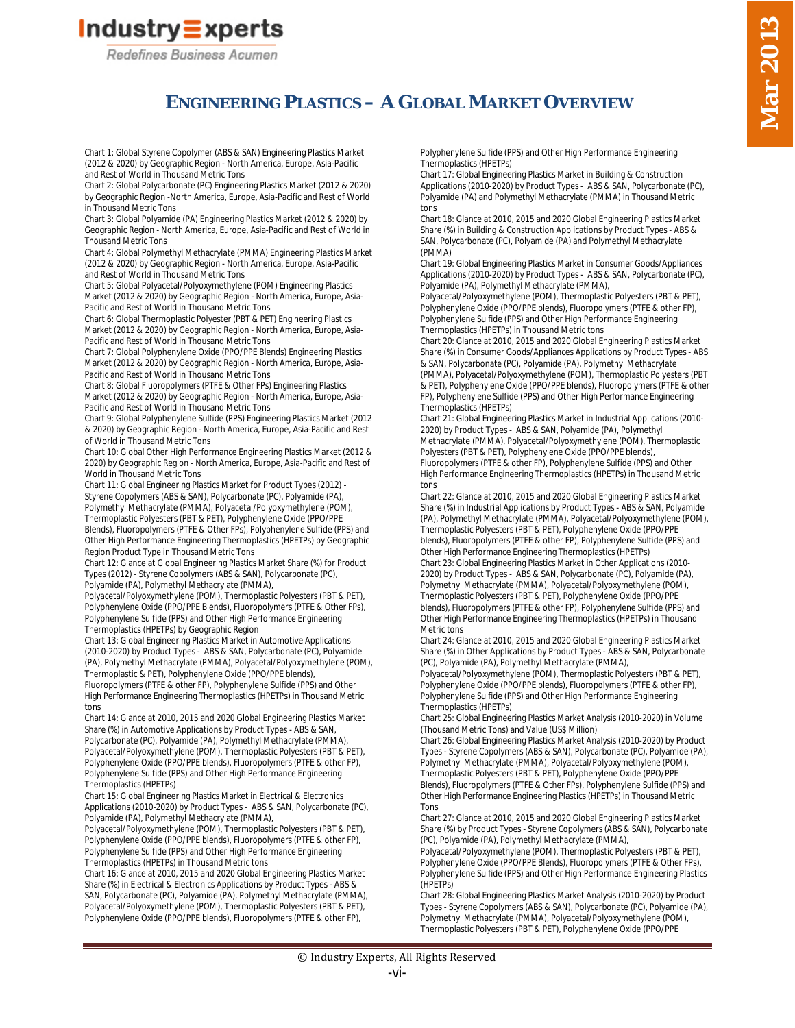# ENGINEERING PLASTICS – A GLOBAL MARKET OVERVIEW

Chart 1: Global Styrene Copolymer (ABS & SAN) Engineering Plastics Market (2012 & 2020) by Geographic Region - North America, Europe, Asia-Pacific and Rest of World in Thousand Metric Tons

Chart 2: Global Polycarbonate (PC) Engineering Plastics Market (2012 & 2020) by Geographic Region -North America, Europe, Asia-Pacific and Rest of World in Thousand Metric Tons

Chart 3: Global Polyamide (PA) Engineering Plastics Market (2012 & 2020) by Geographic Region - North America, Europe, Asia-Pacific and Rest of World in Thousand Metric Tons

Chart 4: Global Polymethyl Methacrylate (PMMA) Engineering Plastics Market (2012 & 2020) by Geographic Region - North America, Europe, Asia-Pacific and Rest of World in Thousand Metric Tons

Chart 5: Global Polyacetal/Polyoxymethylene (POM) Engineering Plastics Market (2012 & 2020) by Geographic Region - North America, Europe, Asia-Pacific and Rest of World in Thousand Metric Tons

Chart 6: Global Thermoplastic Polyester (PBT & PET) Engineering Plastics Market (2012 & 2020) by Geographic Region - North America, Europe, Asia-Pacific and Rest of World in Thousand Metric Tons

Chart 7: Global Polyphenylene Oxide (PPO/PPE Blends) Engineering Plastics Market (2012 & 2020) by Geographic Region - North America, Europe, Asia-Pacific and Rest of World in Thousand Metric Tons

Chart 8: Global Fluoropolymers (PTFE & Other FPs) Engineering Plastics Market (2012 & 2020) by Geographic Region - North America, Europe, Asia-Pacific and Rest of World in Thousand Metric Tons

Chart 9: Global Polyphenylene Sulfide (PPS) Engineering Plastics Market (2012 & 2020) by Geographic Region - North America, Europe, Asia-Pacific and Rest of World in Thousand Metric Tons

Chart 10: Global Other High Performance Engineering Plastics Market (2012 & 2020) by Geographic Region - North America, Europe, Asia-Pacific and Rest of World in Thousand Metric Tons

Chart 11: Global Engineering Plastics Market for Product Types (2012) - Styrene Copolymers (ABS & SAN), Polycarbonate (PC), Polyamide (PA), Polymethyl Methacrylate (PMMA), Polyacetal/Polyoxymethylene (POM), Thermoplastic Polyesters (PBT & PET), Polyphenylene Oxide (PPO/PPE Blends), Fluoropolymers (PTFE & Other FPs), Polyphenylene Sulfide (PPS) and Other High Performance Engineering Thermoplastics (HPETPs) by Geographic Region Product Type in Thousand Metric Tons

Chart 12: Glance at Global Engineering Plastics Market Share (%) for Product Types (2012) - Styrene Copolymers (ABS & SAN), Polycarbonate (PC), Polyamide (PA), Polymethyl Methacrylate (PMMA), Polyacetal/Polyoxymethylene (POM), Thermoplastic Polyesters (PBT & PET), Polyphenylene Oxide (PPO/PPE Blends), Fluoropolymers (PTFE & Other FPs), Polyphenylene Sulfide (PPS) and Other High Performance Engineering Thermoplastics (HPETPs) by Geographic Region

Chart 13: Global Engineering Plastics Market in Automotive Applications (2010-2020) by Product Types - ABS & SAN, Polycarbonate (PC), Polyamide (PA), Polymethyl Methacrylate (PMMA), Polyacetal/Polyoxymethylene (POM), Thermoplastic & PET), Polyphenylene Oxide (PPO/PPE blends), Fluoropolymers (PTFE & other FP), Polyphenylene Sulfide (PPS) and Other High Performance Engineering Thermoplastics (HPETPs) in Thousand Metric tons

Chart 14: Glance at 2010, 2015 and 2020 Global Engineering Plastics Market Share (%) in Automotive Applications by Product Types - ABS & SAN, Polycarbonate (PC), Polyamide (PA), Polymethyl Methacrylate (PMMA), Polyacetal/Polyoxymethylene (POM), Thermoplastic Polyesters (PBT & PET), Polyphenylene Oxide (PPO/PPE blends), Fluoropolymers (PTFE & other FP), Polyphenylene Sulfide (PPS) and Other High Performance Engineering Thermoplastics (HPETPs)

Chart 15: Global Engineering Plastics Market in Electrical & Electronics Applications (2010-2020) by Product Types - ABS & SAN, Polycarbonate (PC), Polyamide (PA), Polymethyl Methacrylate (PMMA), Polyacetal/Polyoxymethylene (POM), Thermoplastic Polyesters (PBT & PET), Polyphenylene Oxide (PPO/PPE blends), Fluoropolymers (PTFE & other FP), Polyphenylene Sulfide (PPS) and Other High Performance Engineering Thermoplastics (HPETPs) in Thousand Metric tons

Chart 16: Glance at 2010, 2015 and 2020 Global Engineering Plastics Market Share (%) in Electrical & Electronics Applications by Product Types - ABS & SAN, Polycarbonate (PC), Polyamide (PA), Polymethyl Methacrylate (PMMA), Polyacetal/Polyoxymethylene (POM), Thermoplastic Polyesters (PBT & PET), Polyphenylene Oxide (PPO/PPE blends), Fluoropolymers (PTFE & other FP), Polyphenylene Sulfide (PPS) and Other High Performance Engineering Thermoplastics (HPETPs)

Chart 17: Global Engineering Plastics Market in Building & Construction Applications (2010-2020) by Product Types - ABS & SAN, Polycarbonate (PC), Polyamide (PA) and Polymethyl Methacrylate (PMMA) in Thousand Metric tons

Chart 18: Glance at 2010, 2015 and 2020 Global Engineering Plastics Market Share (%) in Building & Construction Applications by Product Types - ABS & SAN, Polycarbonate (PC), Polyamide (PA) and Polymethyl Methacrylate (PMMA)

Chart 19: Global Engineering Plastics Market in Consumer Goods/Appliances Applications (2010-2020) by Product Types - ABS & SAN, Polycarbonate (PC), Polyamide (PA), Polymethyl Methacrylate (PMMA), Polyacetal/Polyoxymethylene (POM), Thermoplastic Polyesters (PBT & PET), Polyphenylene Oxide (PPO/PPE blends), Fluoropolymers (PTFE & other FP), Polyphenylene Sulfide (PPS) and Other High Performance Engineering Thermoplastics (HPETPs) in Thousand Metric tons

Chart 20: Glance at 2010, 2015 and 2020 Global Engineering Plastics Market Share (%) in Consumer Goods/Appliances Applications by Product Types - ABS & SAN, Polycarbonate (PC), Polyamide (PA), Polymethyl Methacrylate (PMMA), Polyacetal/Polyoxymethylene (POM), Thermoplastic Polyesters (PBT & PET), Polyphenylene Oxide (PPO/PPE blends), Fluoropolymers (PTFE & other FP), Polyphenylene Sulfide (PPS) and Other High Performance Engineering Thermoplastics (HPETPs)

Chart 21: Global Engineering Plastics Market in Industrial Applications (2010-2020) by Product Types - ABS & SAN, Polyamide (PA), Polymethyl Methacrylate (PMMA), Polyacetal/Polyoxymethylene (POM), Thermoplastic Polyesters (PBT & PET), Polyphenylene Oxide (PPO/PPE blends), Fluoropolymers (PTFE & other FP), Polyphenylene Sulfide (PPS) and Other High Performance Engineering Thermoplastics (HPETPs) in Thousand Metric tons

Chart 22: Glance at 2010, 2015 and 2020 Global Engineering Plastics Market Share (%) in Industrial Applications by Product Types - ABS & SAN, Polyamide (PA), Polymethyl Methacrylate (PMMA), Polyacetal/Polyoxymethylene (POM), Thermoplastic Polyesters (PBT & PET), Polyphenylene Oxide (PPO/PPE blends), Fluoropolymers (PTFE & other FP), Polyphenylene Sulfide (PPS) and Other High Performance Engineering Thermoplastics (HPETPs)

Chart 23: Global Engineering Plastics Market in Other Applications (2010-2020) by Product Types - ABS & SAN, Polycarbonate (PC), Polyamide (PA), Polymethyl Methacrylate (PMMA), Polyacetal/Polyoxymethylene (POM), Thermoplastic Polyesters (PBT & PET), Polyphenylene Oxide (PPO/PPE blends), Fluoropolymers (PTFE & other FP), Polyphenylene Sulfide (PPS) and Other High Performance Engineering Thermoplastics (HPETPs) in Thousand Metric tons

Chart 24: Glance at 2010, 2015 and 2020 Global Engineering Plastics Market Share (%) in Other Applications by Product Types - ABS & SAN, Polycarbonate (PC), Polyamide (PA), Polymethyl Methacrylate (PMMA), Polyacetal/Polyoxymethylene (POM), Thermoplastic Polyesters (PBT & PET), Polyphenylene Oxide (PPO/PPE blends), Fluoropolymers (PTFE & other FP), Polyphenylene Sulfide (PPS) and Other High Performance Engineering Thermoplastics (HPETPs)

Chart 25: Global Engineering Plastics Market Analysis (2010-2020) in Volume (Thousand Metric Tons) and Value (US$ Million)

Chart 26: Global Engineering Plastics Market Analysis (2010-2020) by Product Types - Styrene Copolymers (ABS & SAN), Polycarbonate (PC), Polyamide (PA), Polymethyl Methacrylate (PMMA), Polyacetal/Polyoxymethylene (POM), Thermoplastic Polyesters (PBT & PET), Polyphenylene Oxide (PPO/PPE Blends), Fluoropolymers (PTFE & Other FPs), Polyphenylene Sulfide (PPS) and Other High Performance Engineering Plastics (HPETPs) in Thousand Metric Tons

Chart 27: Glance at 2010, 2015 and 2020 Global Engineering Plastics Market Share (%) by Product Types - Styrene Copolymers (ABS & SAN), Polycarbonate (PC), Polyamide (PA), Polymethyl Methacrylate (PMMA), Polyacetal/Polyoxymethylene (POM), Thermoplastic Polyesters (PBT & PET), Polyphenylene Oxide (PPO/PPE Blends), Fluoropolymers (PTFE & Other FPs), Polyphenylene Sulfide (PPS) and Other High Performance Engineering Plastics (HPETPs)

Chart 28: Global Engineering Plastics Market Analysis (2010-2020) by Product Types - Styrene Copolymers (ABS & SAN), Polycarbonate (PC), Polyamide (PA), Polymethyl Methacrylate (PMMA), Polyacetal/Polyoxymethylene (POM), Thermoplastic Polyesters (PBT & PET), Polyphenylene Oxide (PPO/PPE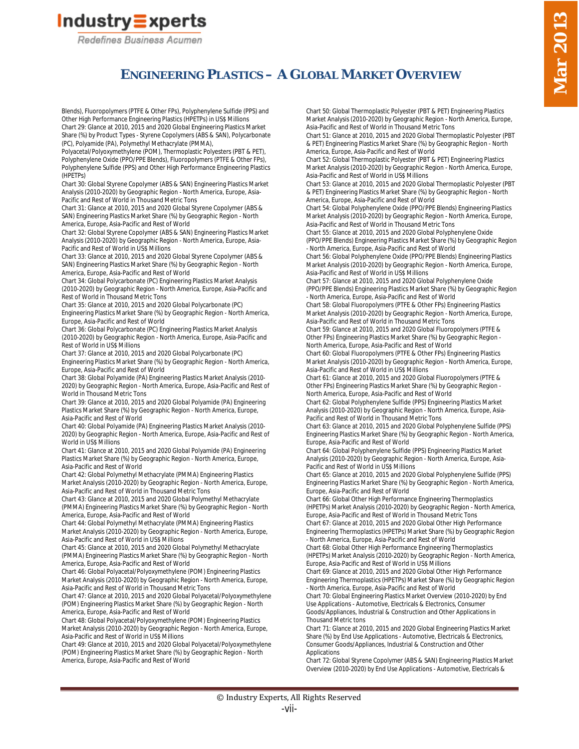# ENGINEERING PLASTICS – A GLOBAL MARKET OVERVIEW

Blends), Fluoropolymers (PTFE & Other FPs), Polyphenylene Sulfide (PPS) and Other High Performance Engineering Plastics (HPETPs) in US$ Millions

Chart 29: Glance at 2010, 2015 and 2020 Global Engineering Plastics Market Share (%) by Product Types - Styrene Copolymers (ABS & SAN), Polycarbonate (PC), Polyamide (PA), Polymethyl Methacrylate (PMMA), Polyacetal/Polyoxymethylene (POM), Thermoplastic Polyesters (PBT & PET), Polyphenylene Oxide (PPO/PPE Blends), Fluoropolymers (PTFE & Other FPs), Polyphenylene Sulfide (PPS) and Other High Performance Engineering Plastics (HPETPs)

Chart 30: Global Styrene Copolymer (ABS & SAN) Engineering Plastics Market Analysis (2010-2020) by Geographic Region - North America, Europe, Asia-Pacific and Rest of World in Thousand Metric Tons

Chart 31: Glance at 2010, 2015 and 2020 Global Styrene Copolymer (ABS & SAN) Engineering Plastics Market Share (%) by Geographic Region - North America, Europe, Asia-Pacific and Rest of World

Chart 32: Global Styrene Copolymer (ABS & SAN) Engineering Plastics Market Analysis (2010-2020) by Geographic Region - North America, Europe, Asia-Pacific and Rest of World in US$ Millions

Chart 33: Glance at 2010, 2015 and 2020 Global Styrene Copolymer (ABS & SAN) Engineering Plastics Market Share (%) by Geographic Region - North America, Europe, Asia-Pacific and Rest of World

Chart 34: Global Polycarbonate (PC) Engineering Plastics Market Analysis (2010-2020) by Geographic Region - North America, Europe, Asia-Pacific and Rest of World in Thousand Metric Tons

Chart 35: Glance at 2010, 2015 and 2020 Global Polycarbonate (PC) Engineering Plastics Market Share (%) by Geographic Region - North America, Europe, Asia-Pacific and Rest of World

Chart 36: Global Polycarbonate (PC) Engineering Plastics Market Analysis (2010-2020) by Geographic Region - North America, Europe, Asia-Pacific and Rest of World in US$ Millions

Chart 37: Glance at 2010, 2015 and 2020 Global Polycarbonate (PC) Engineering Plastics Market Share (%) by Geographic Region - North America, Europe, Asia-Pacific and Rest of World

Chart 38: Global Polyamide (PA) Engineering Plastics Market Analysis (2010-2020) by Geographic Region - North America, Europe, Asia-Pacific and Rest of World in Thousand Metric Tons

Chart 39: Glance at 2010, 2015 and 2020 Global Polyamide (PA) Engineering Plastics Market Share (%) by Geographic Region - North America, Europe, Asia-Pacific and Rest of World

Chart 40: Global Polyamide (PA) Engineering Plastics Market Analysis (2010-2020) by Geographic Region - North America, Europe, Asia-Pacific and Rest of World in US$ Millions

Chart 41: Glance at 2010, 2015 and 2020 Global Polyamide (PA) Engineering Plastics Market Share (%) by Geographic Region - North America, Europe, Asia-Pacific and Rest of World

Chart 42: Global Polymethyl Methacrylate (PMMA) Engineering Plastics Market Analysis (2010-2020) by Geographic Region - North America, Europe, Asia-Pacific and Rest of World in Thousand Metric Tons

Chart 43: Glance at 2010, 2015 and 2020 Global Polymethyl Methacrylate (PMMA) Engineering Plastics Market Share (%) by Geographic Region - North America, Europe, Asia-Pacific and Rest of World

Chart 44: Global Polymethyl Methacrylate (PMMA) Engineering Plastics Market Analysis (2010-2020) by Geographic Region - North America, Europe, Asia-Pacific and Rest of World in US$ Millions

Chart 45: Glance at 2010, 2015 and 2020 Global Polymethyl Methacrylate (PMMA) Engineering Plastics Market Share (%) by Geographic Region - North America, Europe, Asia-Pacific and Rest of World

Chart 46: Global Polyacetal/Polyoxymethylene (POM) Engineering Plastics Market Analysis (2010-2020) by Geographic Region - North America, Europe, Asia-Pacific and Rest of World in Thousand Metric Tons

Chart 47: Glance at 2010, 2015 and 2020 Global Polyacetal/Polyoxymethylene (POM) Engineering Plastics Market Share (%) by Geographic Region - North America, Europe, Asia-Pacific and Rest of World

Chart 48: Global Polyacetal/Polyoxymethylene (POM) Engineering Plastics Market Analysis (2010-2020) by Geographic Region - North America, Europe, Asia-Pacific and Rest of World in US$ Millions

Chart 49: Glance at 2010, 2015 and 2020 Global Polyacetal/Polyoxymethylene (POM) Engineering Plastics Market Share (%) by Geographic Region - North America, Europe, Asia-Pacific and Rest of World

Chart 50: Global Thermoplastic Polyester (PBT & PET) Engineering Plastics Market Analysis (2010-2020) by Geographic Region - North America, Europe, Asia-Pacific and Rest of World in Thousand Metric Tons

Chart 51: Glance at 2010, 2015 and 2020 Global Thermoplastic Polyester (PBT & PET) Engineering Plastics Market Share (%) by Geographic Region - North America, Europe, Asia-Pacific and Rest of World

Chart 52: Global Thermoplastic Polyester (PBT & PET) Engineering Plastics Market Analysis (2010-2020) by Geographic Region - North America, Europe, Asia-Pacific and Rest of World in US$ Millions

Chart 53: Glance at 2010, 2015 and 2020 Global Thermoplastic Polyester (PBT & PET) Engineering Plastics Market Share (%) by Geographic Region - North America, Europe, Asia-Pacific and Rest of World

Chart 54: Global Polyphenylene Oxide (PPO/PPE Blends) Engineering Plastics Market Analysis (2010-2020) by Geographic Region - North America, Europe, Asia-Pacific and Rest of World in Thousand Metric Tons

Chart 55: Glance at 2010, 2015 and 2020 Global Polyphenylene Oxide (PPO/PPE Blends) Engineering Plastics Market Share (%) by Geographic Region - North America, Europe, Asia-Pacific and Rest of World

Chart 56: Global Polyphenylene Oxide (PPO/PPE Blends) Engineering Plastics Market Analysis (2010-2020) by Geographic Region - North America, Europe, Asia-Pacific and Rest of World in US$ Millions

Chart 57: Glance at 2010, 2015 and 2020 Global Polyphenylene Oxide (PPO/PPE Blends) Engineering Plastics Market Share (%) by Geographic Region - North America, Europe, Asia-Pacific and Rest of World

Chart 58: Global Fluoropolymers (PTFE & Other FPs) Engineering Plastics Market Analysis (2010-2020) by Geographic Region - North America, Europe, Asia-Pacific and Rest of World in Thousand Metric Tons

Chart 59: Glance at 2010, 2015 and 2020 Global Fluoropolymers (PTFE & Other FPs) Engineering Plastics Market Share (%) by Geographic Region - North America, Europe, Asia-Pacific and Rest of World

Chart 60: Global Fluoropolymers (PTFE & Other FPs) Engineering Plastics Market Analysis (2010-2020) by Geographic Region - North America, Europe, Asia-Pacific and Rest of World in US$ Millions

Chart 61: Glance at 2010, 2015 and 2020 Global Fluoropolymers (PTFE & Other FPs) Engineering Plastics Market Share (%) by Geographic Region - North America, Europe, Asia-Pacific and Rest of World

Chart 62: Global Polyphenylene Sulfide (PPS) Engineering Plastics Market Analysis (2010-2020) by Geographic Region - North America, Europe, Asia-Pacific and Rest of World in Thousand Metric Tons

Chart 63: Glance at 2010, 2015 and 2020 Global Polyphenylene Sulfide (PPS) Engineering Plastics Market Share (%) by Geographic Region - North America, Europe, Asia-Pacific and Rest of World

Chart 64: Global Polyphenylene Sulfide (PPS) Engineering Plastics Market Analysis (2010-2020) by Geographic Region - North America, Europe, Asia-Pacific and Rest of World in US$ Millions

Chart 65: Glance at 2010, 2015 and 2020 Global Polyphenylene Sulfide (PPS) Engineering Plastics Market Share (%) by Geographic Region - North America, Europe, Asia-Pacific and Rest of World

Chart 66: Global Other High Performance Engineering Thermoplastics (HPETPs) Market Analysis (2010-2020) by Geographic Region - North America, Europe, Asia-Pacific and Rest of World in Thousand Metric Tons

Chart 67: Glance at 2010, 2015 and 2020 Global Other High Performance Engineering Thermoplastics (HPETPs) Market Share (%) by Geographic Region - North America, Europe, Asia-Pacific and Rest of World

Chart 68: Global Other High Performance Engineering Thermoplastics (HPETPs) Market Analysis (2010-2020) by Geographic Region - North America, Europe, Asia-Pacific and Rest of World in US$ Millions

Chart 69: Glance at 2010, 2015 and 2020 Global Other High Performance Engineering Thermoplastics (HPETPs) Market Share (%) by Geographic Region - North America, Europe, Asia-Pacific and Rest of World

Chart 70: Global Engineering Plastics Market Overview (2010-2020) by End Use Applications - Automotive, Electricals & Electronics, Consumer Goods/Appliances, Industrial & Construction and Other Applications in Thousand Metric tons

Chart 71: Glance at 2010, 2015 and 2020 Global Engineering Plastics Market Share (%) by End Use Applications - Automotive, Electricals & Electronics, Consumer Goods/Appliances, Industrial & Construction and Other Applications

Chart 72: Global Styrene Copolymer (ABS & SAN) Engineering Plastics Market Overview (2010-2020) by End Use Applications - Automotive, Electricals &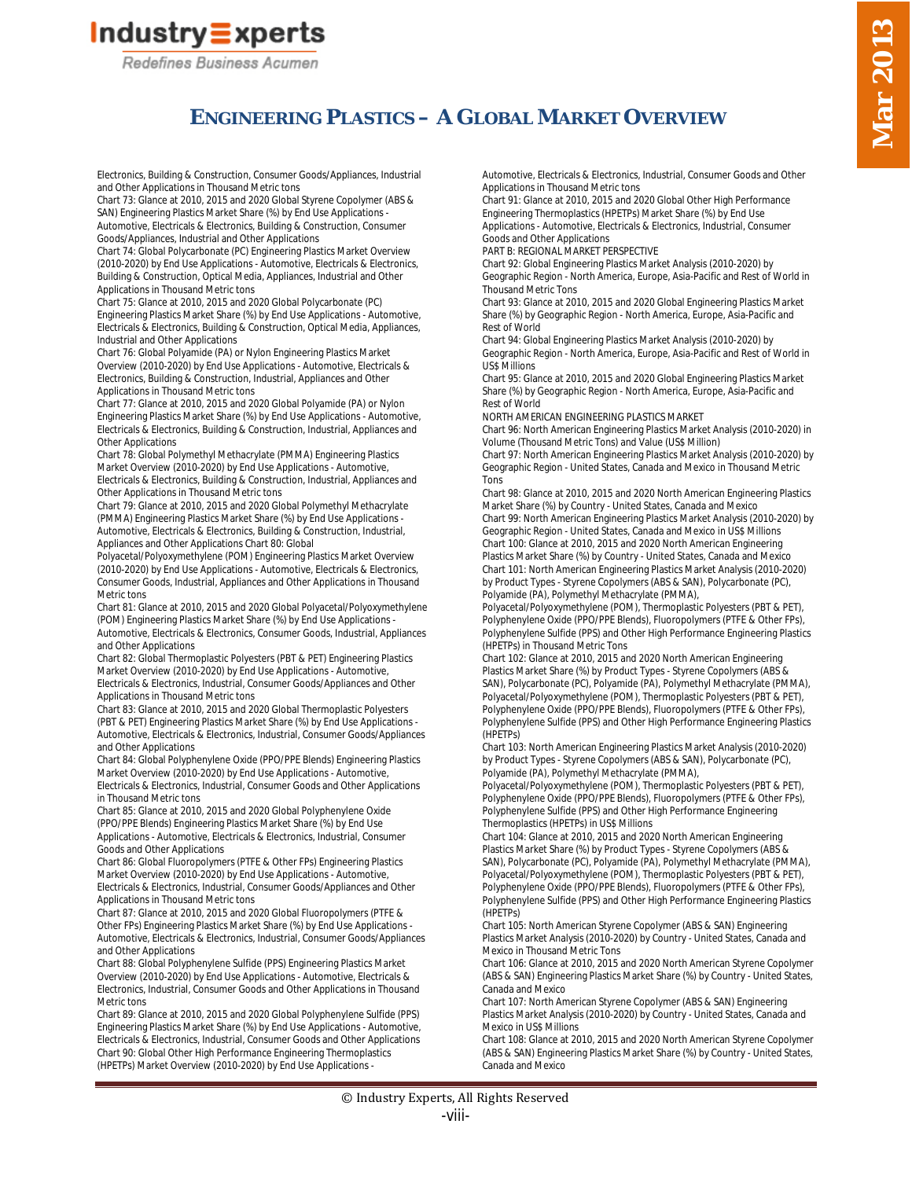Electronics, Building & Construction, Consumer Goods/Appliances, Industrial and Other Applications in Thousand Metric tons

Chart 73: Glance at 2010, 2015 and 2020 Global Styrene Copolymer (ABS & SAN) Engineering Plastics Market Share (%) by End Use Applications - Automotive, Electricals & Electronics, Building & Construction, Consumer Goods/Appliances, Industrial and Other Applications

Chart 74: Global Polycarbonate (PC) Engineering Plastics Market Overview (2010-2020) by End Use Applications - Automotive, Electricals & Electronics, Building & Construction, Optical Media, Appliances, Industrial and Other Applications in Thousand Metric tons

Chart 75: Glance at 2010, 2015 and 2020 Global Polycarbonate (PC) Engineering Plastics Market Share (%) by End Use Applications - Automotive, Electricals & Electronics, Building & Construction, Optical Media, Appliances, Industrial and Other Applications

Chart 76: Global Polyamide (PA) or Nylon Engineering Plastics Market Overview (2010-2020) by End Use Applications - Automotive, Electricals & Electronics, Building & Construction, Industrial, Appliances and Other Applications in Thousand Metric tons

Chart 77: Glance at 2010, 2015 and 2020 Global Polyamide (PA) or Nylon Engineering Plastics Market Share (%) by End Use Applications - Automotive, Electricals & Electronics, Building & Construction, Industrial, Appliances and Other Applications

Chart 78: Global Polymethyl Methacrylate (PMMA) Engineering Plastics Market Overview (2010-2020) by End Use Applications - Automotive, Electricals & Electronics, Building & Construction, Industrial, Appliances and Other Applications in Thousand Metric tons

Chart 79: Glance at 2010, 2015 and 2020 Global Polymethyl Methacrylate (PMMA) Engineering Plastics Market Share (%) by End Use Applications - Automotive, Electricals & Electronics, Building & Construction, Industrial, Appliances and Other Applications Chart 80: Global Polyacetal/Polyoxymethylene (POM) Engineering Plastics Market Overview (2010-2020) by End Use Applications - Automotive, Electricals & Electronics, Consumer Goods, Industrial, Appliances and Other Applications in Thousand Metric tons

Chart 81: Glance at 2010, 2015 and 2020 Global Polyacetal/Polyoxymethylene (POM) Engineering Plastics Market Share (%) by End Use Applications - Automotive, Electricals & Electronics, Consumer Goods, Industrial, Appliances and Other Applications

Chart 82: Global Thermoplastic Polyesters (PBT & PET) Engineering Plastics Market Overview (2010-2020) by End Use Applications - Automotive, Electricals & Electronics, Industrial, Consumer Goods/Appliances and Other Applications in Thousand Metric tons

Chart 83: Glance at 2010, 2015 and 2020 Global Thermoplastic Polyesters (PBT & PET) Engineering Plastics Market Share (%) by End Use Applications - Automotive, Electricals & Electronics, Industrial, Consumer Goods/Appliances and Other Applications

Chart 84: Global Polyphenylene Oxide (PPO/PPE Blends) Engineering Plastics Market Overview (2010-2020) by End Use Applications - Automotive, Electricals & Electronics, Industrial, Consumer Goods and Other Applications in Thousand Metric tons

Chart 85: Glance at 2010, 2015 and 2020 Global Polyphenylene Oxide (PPO/PPE Blends) Engineering Plastics Market Share (%) by End Use Applications - Automotive, Electricals & Electronics, Industrial, Consumer Goods and Other Applications

Chart 86: Global Fluoropolymers (PTFE & Other FPs) Engineering Plastics Market Overview (2010-2020) by End Use Applications - Automotive, Electricals & Electronics, Industrial, Consumer Goods/Appliances and Other Applications in Thousand Metric tons

Chart 87: Glance at 2010, 2015 and 2020 Global Fluoropolymers (PTFE & Other FPs) Engineering Plastics Market Share (%) by End Use Applications - Automotive, Electricals & Electronics, Industrial, Consumer Goods/Appliances and Other Applications

Chart 88: Global Polyphenylene Sulfide (PPS) Engineering Plastics Market Overview (2010-2020) by End Use Applications - Automotive, Electricals & Electronics, Industrial, Consumer Goods and Other Applications in Thousand Metric tons

Chart 89: Glance at 2010, 2015 and 2020 Global Polyphenylene Sulfide (PPS) Engineering Plastics Market Share (%) by End Use Applications - Automotive, Electricals & Electronics, Industrial, Consumer Goods and Other Applications

Chart 90: Global Other High Performance Engineering Thermoplastics (HPETPs) Market Overview (2010-2020) by End Use Applications - Automotive, Electricals & Electronics, Industrial, Consumer Goods and Other Applications in Thousand Metric tons

Chart 91: Glance at 2010, 2015 and 2020 Global Other High Performance Engineering Thermoplastics (HPETPs) Market Share (%) by End Use Applications - Automotive, Electricals & Electronics, Industrial, Consumer Goods and Other Applications

PART B: REGIONAL MARKET PERSPECTIVE

Chart 92: Global Engineering Plastics Market Analysis (2010-2020) by Geographic Region - North America, Europe, Asia-Pacific and Rest of World in Thousand Metric Tons

Chart 93: Glance at 2010, 2015 and 2020 Global Engineering Plastics Market Share (%) by Geographic Region - North America, Europe, Asia-Pacific and Rest of World

Chart 94: Global Engineering Plastics Market Analysis (2010-2020) by Geographic Region - North America, Europe, Asia-Pacific and Rest of World in US$ Millions

Chart 95: Glance at 2010, 2015 and 2020 Global Engineering Plastics Market Share (%) by Geographic Region - North America, Europe, Asia-Pacific and Rest of World

NORTH AMERICAN ENGINEERING PLASTICS MARKET

Chart 96: North American Engineering Plastics Market Analysis (2010-2020) in Volume (Thousand Metric Tons) and Value (US$ Million)

Chart 97: North American Engineering Plastics Market Analysis (2010-2020) by Geographic Region - United States, Canada and Mexico in Thousand Metric Tons

Chart 98: Glance at 2010, 2015 and 2020 North American Engineering Plastics Market Share (%) by Country - United States, Canada and Mexico

Chart 99: North American Engineering Plastics Market Analysis (2010-2020) by Geographic Region - United States, Canada and Mexico in US$ Millions

Chart 100: Glance at 2010, 2015 and 2020 North American Engineering Plastics Market Share (%) by Country - United States, Canada and Mexico

Chart 101: North American Engineering Plastics Market Analysis (2010-2020) by Product Types - Styrene Copolymers (ABS & SAN), Polycarbonate (PC), Polyamide (PA), Polymethyl Methacrylate (PMMA), Polyacetal/Polyoxymethylene (POM), Thermoplastic Polyesters (PBT & PET), Polyphenylene Oxide (PPO/PPE Blends), Fluoropolymers (PTFE & Other FPs), Polyphenylene Sulfide (PPS) and Other High Performance Engineering Plastics (HPETPs) in Thousand Metric Tons

Chart 102: Glance at 2010, 2015 and 2020 North American Engineering Plastics Market Share (%) by Product Types - Styrene Copolymers (ABS & SAN), Polycarbonate (PC), Polyamide (PA), Polymethyl Methacrylate (PMMA), Polyacetal/Polyoxymethylene (POM), Thermoplastic Polyesters (PBT & PET), Polyphenylene Oxide (PPO/PPE Blends), Fluoropolymers (PTFE & Other FPs), Polyphenylene Sulfide (PPS) and Other High Performance Engineering Plastics (HPETPs)

Chart 103: North American Engineering Plastics Market Analysis (2010-2020) by Product Types - Styrene Copolymers (ABS & SAN), Polycarbonate (PC), Polyamide (PA), Polymethyl Methacrylate (PMMA), Polyacetal/Polyoxymethylene (POM), Thermoplastic Polyesters (PBT & PET), Polyphenylene Oxide (PPO/PPE Blends), Fluoropolymers (PTFE & Other FPs), Polyphenylene Sulfide (PPS) and Other High Performance Engineering Thermoplastics (HPETPs) in US$ Millions

Chart 104: Glance at 2010, 2015 and 2020 North American Engineering Plastics Market Share (%) by Product Types - Styrene Copolymers (ABS & SAN), Polycarbonate (PC), Polyamide (PA), Polymethyl Methacrylate (PMMA), Polyacetal/Polyoxymethylene (POM), Thermoplastic Polyesters (PBT & PET), Polyphenylene Oxide (PPO/PPE Blends), Fluoropolymers (PTFE & Other FPs), Polyphenylene Sulfide (PPS) and Other High Performance Engineering Plastics (HPETPs)

Chart 105: North American Styrene Copolymer (ABS & SAN) Engineering Plastics Market Analysis (2010-2020) by Country - United States, Canada and Mexico in Thousand Metric Tons

Chart 106: Glance at 2010, 2015 and 2020 North American Styrene Copolymer (ABS & SAN) Engineering Plastics Market Share (%) by Country - United States, Canada and Mexico

Chart 107: North American Styrene Copolymer (ABS & SAN) Engineering Plastics Market Analysis (2010-2020) by Country - United States, Canada and Mexico in US$ Millions

Chart 108: Glance at 2010, 2015 and 2020 North American Styrene Copolymer (ABS & SAN) Engineering Plastics Market Share (%) by Country - United States, Canada and Mexico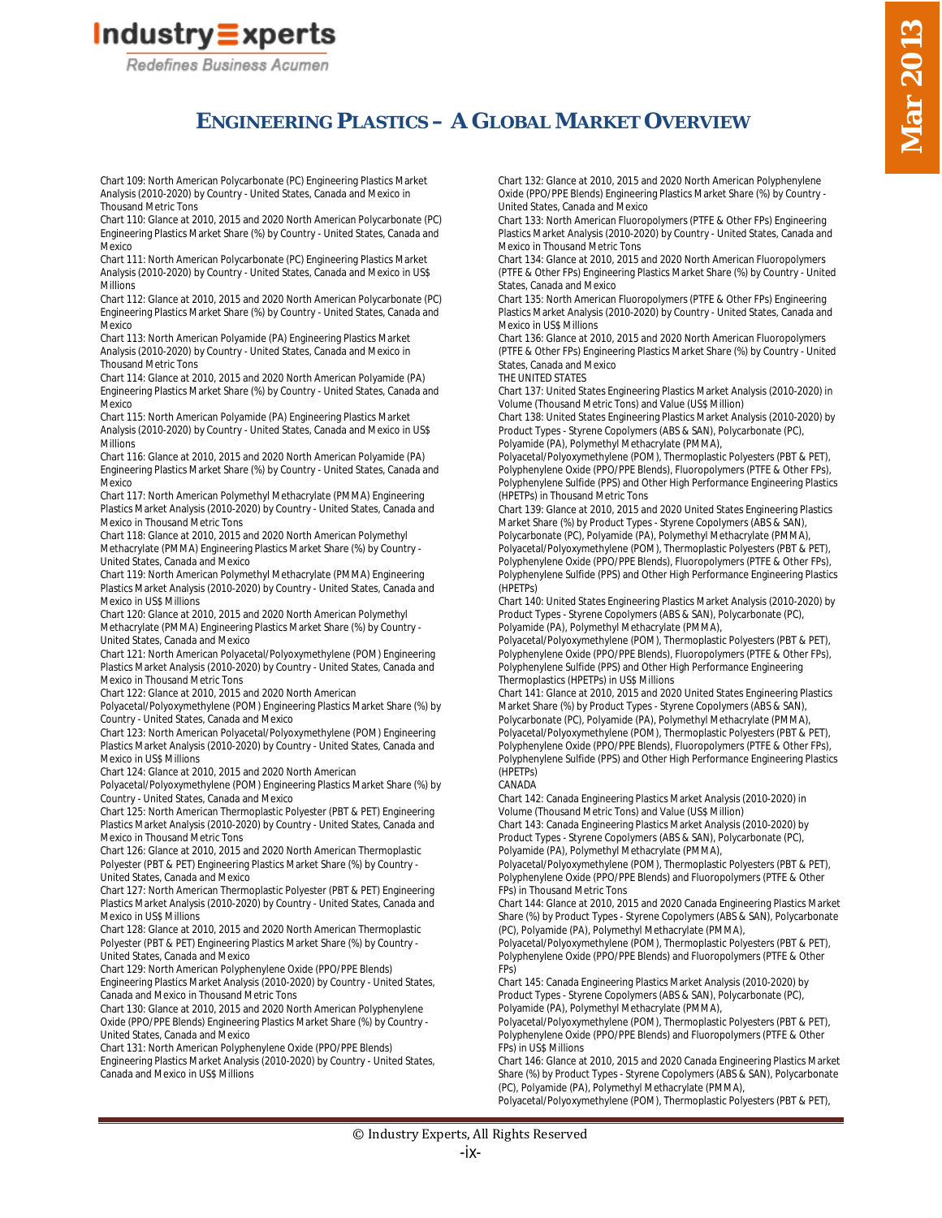Chart 109: North American Polycarbonate (PC) Engineering Plastics Market Analysis (2010-2020) by Country - United States, Canada and Mexico in Thousand Metric Tons
Chart 110: Glance at 2010, 2015 and 2020 North American Polycarbonate (PC) Engineering Plastics Market Share (%) by Country - United States, Canada and Mexico
Chart 111: North American Polycarbonate (PC) Engineering Plastics Market Analysis (2010-2020) by Country - United States, Canada and Mexico in US$ Millions
Chart 112: Glance at 2010, 2015 and 2020 North American Polycarbonate (PC) Engineering Plastics Market Share (%) by Country - United States, Canada and Mexico
Chart 113: North American Polyamide (PA) Engineering Plastics Market Analysis (2010-2020) by Country - United States, Canada and Mexico in Thousand Metric Tons
Chart 114: Glance at 2010, 2015 and 2020 North American Polyamide (PA) Engineering Plastics Market Share (%) by Country - United States, Canada and Mexico
Chart 115: North American Polyamide (PA) Engineering Plastics Market Analysis (2010-2020) by Country - United States, Canada and Mexico in US$ Millions
Chart 116: Glance at 2010, 2015 and 2020 North American Polyamide (PA) Engineering Plastics Market Share (%) by Country - United States, Canada and Mexico
Chart 117: North American Polymethyl Methacrylate (PMMA) Engineering Plastics Market Analysis (2010-2020) by Country - United States, Canada and Mexico in Thousand Metric Tons
Chart 118: Glance at 2010, 2015 and 2020 North American Polymethyl Methacrylate (PMMA) Engineering Plastics Market Share (%) by Country - United States, Canada and Mexico
Chart 119: North American Polymethyl Methacrylate (PMMA) Engineering Plastics Market Analysis (2010-2020) by Country - United States, Canada and Mexico in US$ Millions
Chart 120: Glance at 2010, 2015 and 2020 North American Polymethyl Methacrylate (PMMA) Engineering Plastics Market Share (%) by Country - United States, Canada and Mexico
Chart 121: North American Polyacetal/Polyoxymethylene (POM) Engineering Plastics Market Analysis (2010-2020) by Country - United States, Canada and Mexico in Thousand Metric Tons
Chart 122: Glance at 2010, 2015 and 2020 North American Polyacetal/Polyoxymethylene (POM) Engineering Plastics Market Share (%) by Country - United States, Canada and Mexico
Chart 123: North American Polyacetal/Polyoxymethylene (POM) Engineering Plastics Market Analysis (2010-2020) by Country - United States, Canada and Mexico in US$ Millions
Chart 124: Glance at 2010, 2015 and 2020 North American Polyacetal/Polyoxymethylene (POM) Engineering Plastics Market Share (%) by Country - United States, Canada and Mexico
Chart 125: North American Thermoplastic Polyester (PBT & PET) Engineering Plastics Market Analysis (2010-2020) by Country - United States, Canada and Mexico in Thousand Metric Tons
Chart 126: Glance at 2010, 2015 and 2020 North American Thermoplastic Polyester (PBT & PET) Engineering Plastics Market Share (%) by Country - United States, Canada and Mexico
Chart 127: North American Thermoplastic Polyester (PBT & PET) Engineering Plastics Market Analysis (2010-2020) by Country - United States, Canada and Mexico in US$ Millions
Chart 128: Glance at 2010, 2015 and 2020 North American Thermoplastic Polyester (PBT & PET) Engineering Plastics Market Share (%) by Country - United States, Canada and Mexico
Chart 129: North American Polyphenylene Oxide (PPO/PPE Blends) Engineering Plastics Market Analysis (2010-2020) by Country - United States, Canada and Mexico in Thousand Metric Tons
Chart 130: Glance at 2010, 2015 and 2020 North American Polyphenylene Oxide (PPO/PPE Blends) Engineering Plastics Market Share (%) by Country - United States, Canada and Mexico
Chart 131: North American Polyphenylene Oxide (PPO/PPE Blends) Engineering Plastics Market Analysis (2010-2020) by Country - United States, Canada and Mexico in US$ Millions
Chart 132: Glance at 2010, 2015 and 2020 North American Polyphenylene Oxide (PPO/PPE Blends) Engineering Plastics Market Share (%) by Country - United States, Canada and Mexico
Chart 133: North American Fluoropolymers (PTFE & Other FPs) Engineering Plastics Market Analysis (2010-2020) by Country - United States, Canada and Mexico in Thousand Metric Tons
Chart 134: Glance at 2010, 2015 and 2020 North American Fluoropolymers (PTFE & Other FPs) Engineering Plastics Market Share (%) by Country - United States, Canada and Mexico
Chart 135: North American Fluoropolymers (PTFE & Other FPs) Engineering Plastics Market Analysis (2010-2020) by Country - United States, Canada and Mexico in US$ Millions
Chart 136: Glance at 2010, 2015 and 2020 North American Fluoropolymers (PTFE & Other FPs) Engineering Plastics Market Share (%) by Country - United States, Canada and Mexico

THE UNITED STATES

Chart 137: United States Engineering Plastics Market Analysis (2010-2020) in Volume (Thousand Metric Tons) and Value (US$ Million)
Chart 138: United States Engineering Plastics Market Analysis (2010-2020) by Product Types - Styrene Copolymers (ABS & SAN), Polycarbonate (PC), Polyamide (PA), Polymethyl Methacrylate (PMMA), Polyacetal/Polyoxymethylene (POM), Thermoplastic Polyesters (PBT & PET), Polyphenylene Oxide (PPO/PPE Blends), Fluoropolymers (PTFE & Other FPs), Polyphenylene Sulfide (PPS) and Other High Performance Engineering Plastics (HPETPs) in Thousand Metric Tons
Chart 139: Glance at 2010, 2015 and 2020 United States Engineering Plastics Market Share (%) by Product Types - Styrene Copolymers (ABS & SAN), Polycarbonate (PC), Polyamide (PA), Polymethyl Methacrylate (PMMA), Polyacetal/Polyoxymethylene (POM), Thermoplastic Polyesters (PBT & PET), Polyphenylene Oxide (PPO/PPE Blends), Fluoropolymers (PTFE & Other FPs), Polyphenylene Sulfide (PPS) and Other High Performance Engineering Plastics (HPETPs)
Chart 140: United States Engineering Plastics Market Analysis (2010-2020) by Product Types - Styrene Copolymers (ABS & SAN), Polycarbonate (PC), Polyamide (PA), Polymethyl Methacrylate (PMMA), Polyacetal/Polyoxymethylene (POM), Thermoplastic Polyesters (PBT & PET), Polyphenylene Oxide (PPO/PPE Blends), Fluoropolymers (PTFE & Other FPs), Polyphenylene Sulfide (PPS) and Other High Performance Engineering Thermoplastics (HPETPs) in US$ Millions
Chart 141: Glance at 2010, 2015 and 2020 United States Engineering Plastics Market Share (%) by Product Types - Styrene Copolymers (ABS & SAN), Polycarbonate (PC), Polyamide (PA), Polymethyl Methacrylate (PMMA), Polyacetal/Polyoxymethylene (POM), Thermoplastic Polyesters (PBT & PET), Polyphenylene Oxide (PPO/PPE Blends), Fluoropolymers (PTFE & Other FPs), Polyphenylene Sulfide (PPS) and Other High Performance Engineering Plastics (HPETPs)

CANADA

Chart 142: Canada Engineering Plastics Market Analysis (2010-2020) in Volume (Thousand Metric Tons) and Value (US$ Million)
Chart 143: Canada Engineering Plastics Market Analysis (2010-2020) by Product Types - Styrene Copolymers (ABS & SAN), Polycarbonate (PC), Polyamide (PA), Polymethyl Methacrylate (PMMA), Polyacetal/Polyoxymethylene (POM), Thermoplastic Polyesters (PBT & PET), Polyphenylene Oxide (PPO/PPE Blends) and Fluoropolymers (PTFE & Other FPs) in Thousand Metric Tons
Chart 144: Glance at 2010, 2015 and 2020 Canada Engineering Plastics Market Share (%) by Product Types - Styrene Copolymers (ABS & SAN), Polycarbonate (PC), Polyamide (PA), Polymethyl Methacrylate (PMMA), Polyacetal/Polyoxymethylene (POM), Thermoplastic Polyesters (PBT & PET), Polyphenylene Oxide (PPO/PPE Blends) and Fluoropolymers (PTFE & Other FPs)
Chart 145: Canada Engineering Plastics Market Analysis (2010-2020) by Product Types - Styrene Copolymers (ABS & SAN), Polycarbonate (PC), Polyamide (PA), Polymethyl Methacrylate (PMMA), Polyacetal/Polyoxymethylene (POM), Thermoplastic Polyesters (PBT & PET), Polyphenylene Oxide (PPO/PPE Blends) and Fluoropolymers (PTFE & Other FPs) in US$ Millions
Chart 146: Glance at 2010, 2015 and 2020 Canada Engineering Plastics Market Share (%) by Product Types - Styrene Copolymers (ABS & SAN), Polycarbonate (PC), Polyamide (PA), Polymethyl Methacrylate (PMMA), Polyacetal/Polyoxymethylene (POM), Thermoplastic Polyesters (PBT & PET),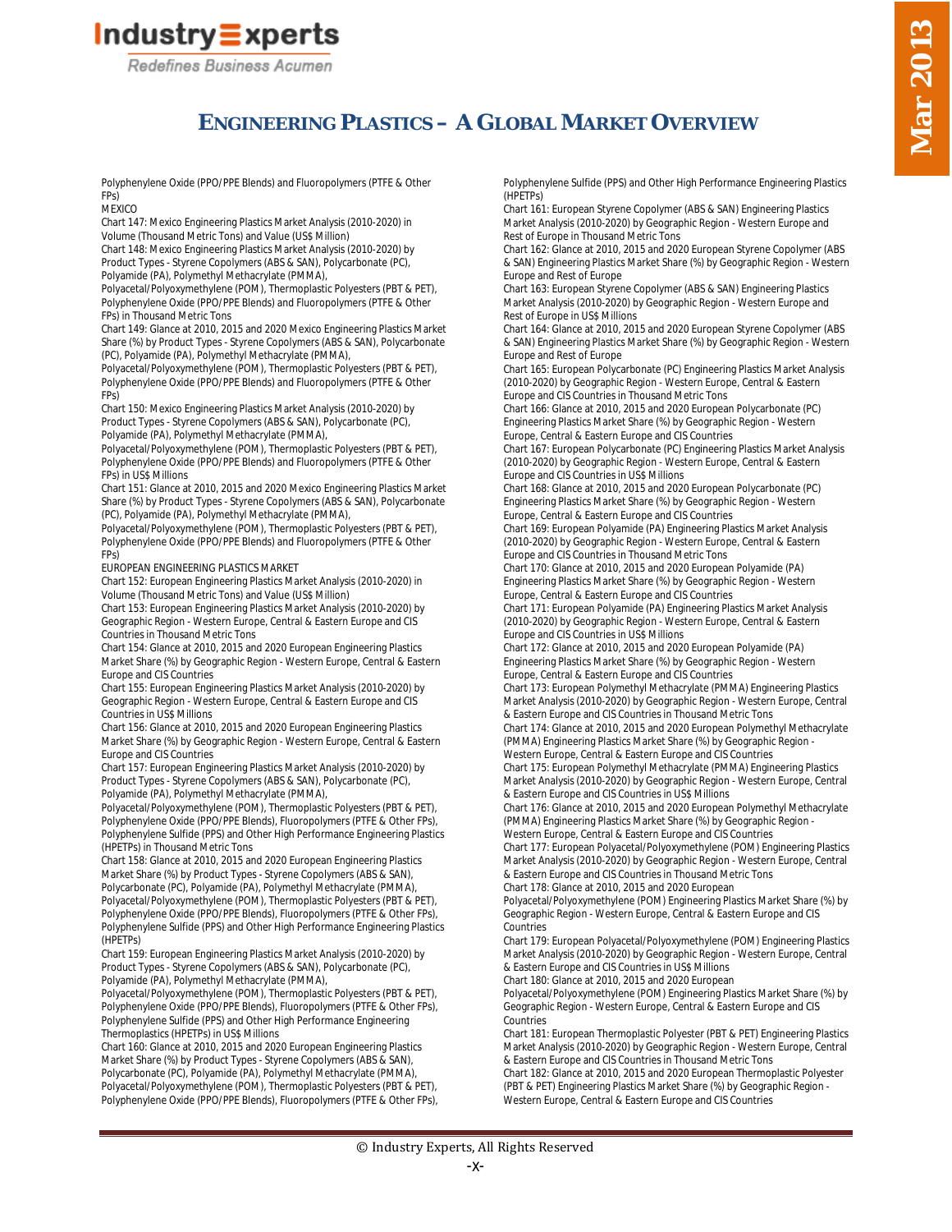Polyphenylene Oxide (PPO/PPE Blends) and Fluoropolymers (PTFE & Other FPs)

MEXICO

Chart 147: Mexico Engineering Plastics Market Analysis (2010-2020) in Volume (Thousand Metric Tons) and Value (US$ Million)

Chart 148: Mexico Engineering Plastics Market Analysis (2010-2020) by Product Types - Styrene Copolymers (ABS & SAN), Polycarbonate (PC), Polyamide (PA), Polymethyl Methacrylate (PMMA), Polyacetal/Polyoxymethylene (POM), Thermoplastic Polyesters (PBT & PET), Polyphenylene Oxide (PPO/PPE Blends) and Fluoropolymers (PTFE & Other FPs) in Thousand Metric Tons

Chart 149: Glance at 2010, 2015 and 2020 Mexico Engineering Plastics Market Share (%) by Product Types - Styrene Copolymers (ABS & SAN), Polycarbonate (PC), Polyamide (PA), Polymethyl Methacrylate (PMMA), Polyacetal/Polyoxymethylene (POM), Thermoplastic Polyesters (PBT & PET), Polyphenylene Oxide (PPO/PPE Blends) and Fluoropolymers (PTFE & Other FPs)

Chart 150: Mexico Engineering Plastics Market Analysis (2010-2020) by Product Types - Styrene Copolymers (ABS & SAN), Polycarbonate (PC), Polyamide (PA), Polymethyl Methacrylate (PMMA), Polyacetal/Polyoxymethylene (POM), Thermoplastic Polyesters (PBT & PET), Polyphenylene Oxide (PPO/PPE Blends) and Fluoropolymers (PTFE & Other FPs) in US$ Millions

Chart 151: Glance at 2010, 2015 and 2020 Mexico Engineering Plastics Market Share (%) by Product Types - Styrene Copolymers (ABS & SAN), Polycarbonate (PC), Polyamide (PA), Polymethyl Methacrylate (PMMA), Polyacetal/Polyoxymethylene (POM), Thermoplastic Polyesters (PBT & PET), Polyphenylene Oxide (PPO/PPE Blends) and Fluoropolymers (PTFE & Other FPs)

EUROPEAN ENGINEERING PLASTICS MARKET

Chart 152: European Engineering Plastics Market Analysis (2010-2020) in Volume (Thousand Metric Tons) and Value (US$ Million)

Chart 153: European Engineering Plastics Market Analysis (2010-2020) by Geographic Region - Western Europe, Central & Eastern Europe and CIS Countries in Thousand Metric Tons

Chart 154: Glance at 2010, 2015 and 2020 European Engineering Plastics Market Share (%) by Geographic Region - Western Europe, Central & Eastern Europe and CIS Countries

Chart 155: European Engineering Plastics Market Analysis (2010-2020) by Geographic Region - Western Europe, Central & Eastern Europe and CIS Countries in US$ Millions

Chart 156: Glance at 2010, 2015 and 2020 European Engineering Plastics Market Share (%) by Geographic Region - Western Europe, Central & Eastern Europe and CIS Countries

Chart 157: European Engineering Plastics Market Analysis (2010-2020) by Product Types - Styrene Copolymers (ABS & SAN), Polycarbonate (PC), Polyamide (PA), Polymethyl Methacrylate (PMMA), Polyacetal/Polyoxymethylene (POM), Thermoplastic Polyesters (PBT & PET), Polyphenylene Oxide (PPO/PPE Blends), Fluoropolymers (PTFE & Other FPs), Polyphenylene Sulfide (PPS) and Other High Performance Engineering Plastics (HPETPs) in Thousand Metric Tons

Chart 158: Glance at 2010, 2015 and 2020 European Engineering Plastics Market Share (%) by Product Types - Styrene Copolymers (ABS & SAN), Polycarbonate (PC), Polyamide (PA), Polymethyl Methacrylate (PMMA), Polyacetal/Polyoxymethylene (POM), Thermoplastic Polyesters (PBT & PET), Polyphenylene Oxide (PPO/PPE Blends), Fluoropolymers (PTFE & Other FPs), Polyphenylene Sulfide (PPS) and Other High Performance Engineering Plastics (HPETPs)

Chart 159: European Engineering Plastics Market Analysis (2010-2020) by Product Types - Styrene Copolymers (ABS & SAN), Polycarbonate (PC), Polyamide (PA), Polymethyl Methacrylate (PMMA), Polyacetal/Polyoxymethylene (POM), Thermoplastic Polyesters (PBT & PET), Polyphenylene Oxide (PPO/PPE Blends), Fluoropolymers (PTFE & Other FPs), Polyphenylene Sulfide (PPS) and Other High Performance Engineering Thermoplastics (HPETPs) in US$ Millions

Chart 160: Glance at 2010, 2015 and 2020 European Engineering Plastics Market Share (%) by Product Types - Styrene Copolymers (ABS & SAN), Polycarbonate (PC), Polyamide (PA), Polymethyl Methacrylate (PMMA), Polyacetal/Polyoxymethylene (POM), Thermoplastic Polyesters (PBT & PET), Polyphenylene Oxide (PPO/PPE Blends), Fluoropolymers (PTFE & Other FPs), Polyphenylene Sulfide (PPS) and Other High Performance Engineering Plastics (HPETPs)

Chart 161: European Styrene Copolymer (ABS & SAN) Engineering Plastics Market Analysis (2010-2020) by Geographic Region - Western Europe and Rest of Europe in Thousand Metric Tons

Chart 162: Glance at 2010, 2015 and 2020 European Styrene Copolymer (ABS & SAN) Engineering Plastics Market Share (%) by Geographic Region - Western Europe and Rest of Europe

Chart 163: European Styrene Copolymer (ABS & SAN) Engineering Plastics Market Analysis (2010-2020) by Geographic Region - Western Europe and Rest of Europe in US$ Millions

Chart 164: Glance at 2010, 2015 and 2020 European Styrene Copolymer (ABS & SAN) Engineering Plastics Market Share (%) by Geographic Region - Western Europe and Rest of Europe

Chart 165: European Polycarbonate (PC) Engineering Plastics Market Analysis (2010-2020) by Geographic Region - Western Europe, Central & Eastern Europe and CIS Countries in Thousand Metric Tons

Chart 166: Glance at 2010, 2015 and 2020 European Polycarbonate (PC) Engineering Plastics Market Share (%) by Geographic Region - Western Europe, Central & Eastern Europe and CIS Countries

Chart 167: European Polycarbonate (PC) Engineering Plastics Market Analysis (2010-2020) by Geographic Region - Western Europe, Central & Eastern Europe and CIS Countries in US$ Millions

Chart 168: Glance at 2010, 2015 and 2020 European Polycarbonate (PC) Engineering Plastics Market Share (%) by Geographic Region - Western Europe, Central & Eastern Europe and CIS Countries

Chart 169: European Polyamide (PA) Engineering Plastics Market Analysis (2010-2020) by Geographic Region - Western Europe, Central & Eastern Europe and CIS Countries in Thousand Metric Tons

Chart 170: Glance at 2010, 2015 and 2020 European Polyamide (PA) Engineering Plastics Market Share (%) by Geographic Region - Western Europe, Central & Eastern Europe and CIS Countries

Chart 171: European Polyamide (PA) Engineering Plastics Market Analysis (2010-2020) by Geographic Region - Western Europe, Central & Eastern Europe and CIS Countries in US$ Millions

Chart 172: Glance at 2010, 2015 and 2020 European Polyamide (PA) Engineering Plastics Market Share (%) by Geographic Region - Western Europe, Central & Eastern Europe and CIS Countries

Chart 173: European Polymethyl Methacrylate (PMMA) Engineering Plastics Market Analysis (2010-2020) by Geographic Region - Western Europe, Central & Eastern Europe and CIS Countries in Thousand Metric Tons

Chart 174: Glance at 2010, 2015 and 2020 European Polymethyl Methacrylate (PMMA) Engineering Plastics Market Share (%) by Geographic Region - Western Europe, Central & Eastern Europe and CIS Countries

Chart 175: European Polymethyl Methacrylate (PMMA) Engineering Plastics Market Analysis (2010-2020) by Geographic Region - Western Europe, Central & Eastern Europe and CIS Countries in US$ Millions

Chart 176: Glance at 2010, 2015 and 2020 European Polymethyl Methacrylate (PMMA) Engineering Plastics Market Share (%) by Geographic Region - Western Europe, Central & Eastern Europe and CIS Countries

Chart 177: European Polyacetal/Polyoxymethylene (POM) Engineering Plastics Market Analysis (2010-2020) by Geographic Region - Western Europe, Central & Eastern Europe and CIS Countries in Thousand Metric Tons

Chart 178: Glance at 2010, 2015 and 2020 European Polyacetal/Polyoxymethylene (POM) Engineering Plastics Market Share (%) by Geographic Region - Western Europe, Central & Eastern Europe and CIS Countries

Chart 179: European Polyacetal/Polyoxymethylene (POM) Engineering Plastics Market Analysis (2010-2020) by Geographic Region - Western Europe, Central & Eastern Europe and CIS Countries in US$ Millions

Chart 180: Glance at 2010, 2015 and 2020 European Polyacetal/Polyoxymethylene (POM) Engineering Plastics Market Share (%) by Geographic Region - Western Europe, Central & Eastern Europe and CIS Countries

Chart 181: European Thermoplastic Polyester (PBT & PET) Engineering Plastics Market Analysis (2010-2020) by Geographic Region - Western Europe, Central & Eastern Europe and CIS Countries in Thousand Metric Tons

Chart 182: Glance at 2010, 2015 and 2020 European Thermoplastic Polyester (PBT & PET) Engineering Plastics Market Share (%) by Geographic Region - Western Europe, Central & Eastern Europe and CIS Countries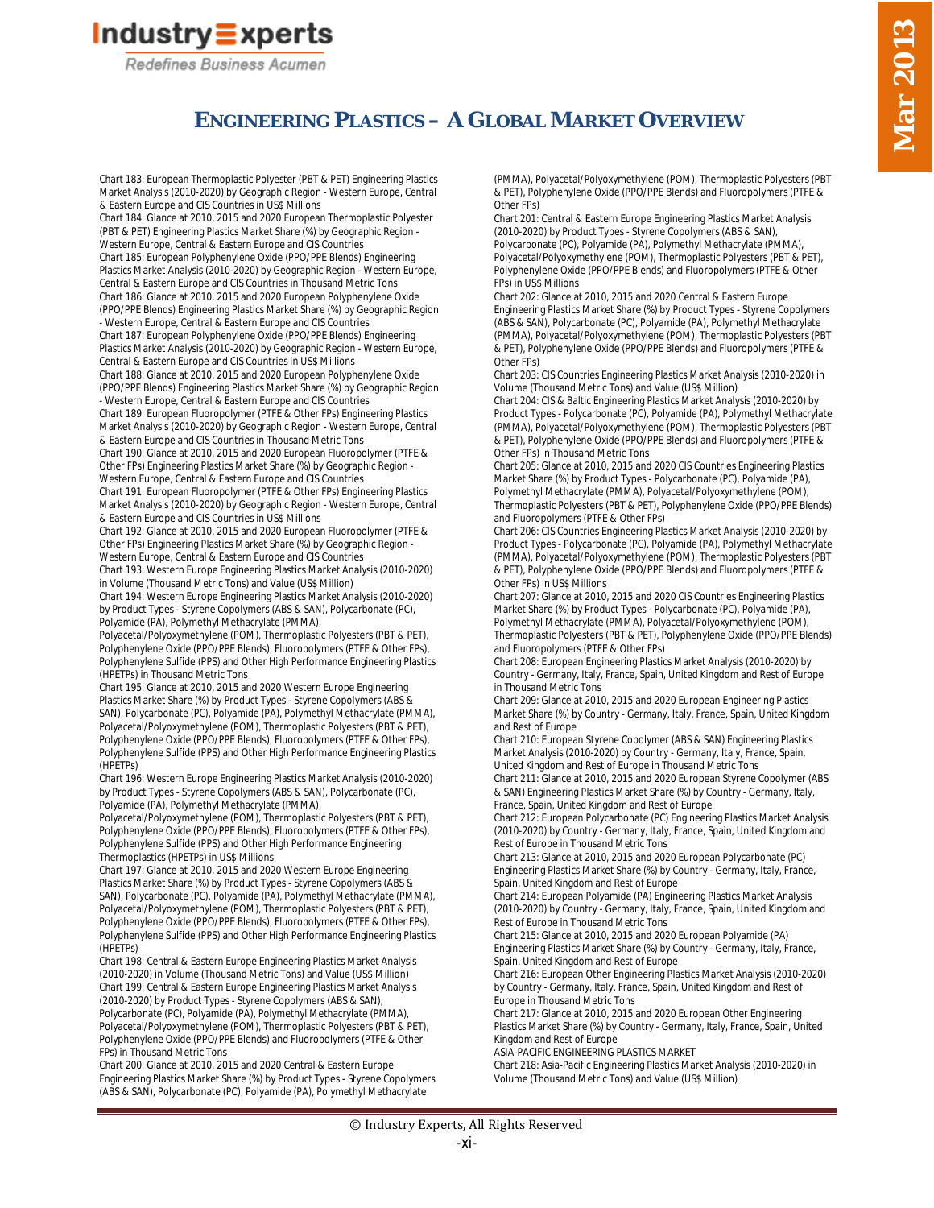# ENGINEERING PLASTICS – A GLOBAL MARKET OVERVIEW

Chart 183: European Thermoplastic Polyester (PBT & PET) Engineering Plastics Market Analysis (2010-2020) by Geographic Region - Western Europe, Central & Eastern Europe and CIS Countries in US$ Millions
Chart 184: Glance at 2010, 2015 and 2020 European Thermoplastic Polyester (PBT & PET) Engineering Plastics Market Share (%) by Geographic Region - Western Europe, Central & Eastern Europe and CIS Countries
Chart 185: European Polyphenylene Oxide (PPO/PPE Blends) Engineering Plastics Market Analysis (2010-2020) by Geographic Region - Western Europe, Central & Eastern Europe and CIS Countries in Thousand Metric Tons
Chart 186: Glance at 2010, 2015 and 2020 European Polyphenylene Oxide (PPO/PPE Blends) Engineering Plastics Market Share (%) by Geographic Region - Western Europe, Central & Eastern Europe and CIS Countries
Chart 187: European Polyphenylene Oxide (PPO/PPE Blends) Engineering Plastics Market Analysis (2010-2020) by Geographic Region - Western Europe, Central & Eastern Europe and CIS Countries in US$ Millions
Chart 188: Glance at 2010, 2015 and 2020 European Polyphenylene Oxide (PPO/PPE Blends) Engineering Plastics Market Share (%) by Geographic Region - Western Europe, Central & Eastern Europe and CIS Countries
Chart 189: European Fluoropolymer (PTFE & Other FPs) Engineering Plastics Market Analysis (2010-2020) by Geographic Region - Western Europe, Central & Eastern Europe and CIS Countries in Thousand Metric Tons
Chart 190: Glance at 2010, 2015 and 2020 European Fluoropolymer (PTFE & Other FPs) Engineering Plastics Market Share (%) by Geographic Region - Western Europe, Central & Eastern Europe and CIS Countries
Chart 191: European Fluoropolymer (PTFE & Other FPs) Engineering Plastics Market Analysis (2010-2020) by Geographic Region - Western Europe, Central & Eastern Europe and CIS Countries in US$ Millions
Chart 192: Glance at 2010, 2015 and 2020 European Fluoropolymer (PTFE & Other FPs) Engineering Plastics Market Share (%) by Geographic Region - Western Europe, Central & Eastern Europe and CIS Countries
Chart 193: Western Europe Engineering Plastics Market Analysis (2010-2020) in Volume (Thousand Metric Tons) and Value (US$ Million)
Chart 194: Western Europe Engineering Plastics Market Analysis (2010-2020) by Product Types - Styrene Copolymers (ABS & SAN), Polycarbonate (PC), Polyamide (PA), Polymethyl Methacrylate (PMMA), Polyacetal/Polyoxymethylene (POM), Thermoplastic Polyesters (PBT & PET), Polyphenylene Oxide (PPO/PPE Blends), Fluoropolymers (PTFE & Other FPs), Polyphenylene Sulfide (PPS) and Other High Performance Engineering Plastics (HPETPs) in Thousand Metric Tons
Chart 195: Glance at 2010, 2015 and 2020 Western Europe Engineering Plastics Market Share (%) by Product Types - Styrene Copolymers (ABS & SAN), Polycarbonate (PC), Polyamide (PA), Polymethyl Methacrylate (PMMA), Polyacetal/Polyoxymethylene (POM), Thermoplastic Polyesters (PBT & PET), Polyphenylene Oxide (PPO/PPE Blends), Fluoropolymers (PTFE & Other FPs), Polyphenylene Sulfide (PPS) and Other High Performance Engineering Plastics (HPETPs)
Chart 196: Western Europe Engineering Plastics Market Analysis (2010-2020) by Product Types - Styrene Copolymers (ABS & SAN), Polycarbonate (PC), Polyamide (PA), Polymethyl Methacrylate (PMMA), Polyacetal/Polyoxymethylene (POM), Thermoplastic Polyesters (PBT & PET), Polyphenylene Oxide (PPO/PPE Blends), Fluoropolymers (PTFE & Other FPs), Polyphenylene Sulfide (PPS) and Other High Performance Engineering Thermoplastics (HPETPs) in US$ Millions
Chart 197: Glance at 2010, 2015 and 2020 Western Europe Engineering Plastics Market Share (%) by Product Types - Styrene Copolymers (ABS & SAN), Polycarbonate (PC), Polyamide (PA), Polymethyl Methacrylate (PMMA), Polyacetal/Polyoxymethylene (POM), Thermoplastic Polyesters (PBT & PET), Polyphenylene Oxide (PPO/PPE Blends), Fluoropolymers (PTFE & Other FPs), Polyphenylene Sulfide (PPS) and Other High Performance Engineering Plastics (HPETPs)
Chart 198: Central & Eastern Europe Engineering Plastics Market Analysis (2010-2020) in Volume (Thousand Metric Tons) and Value (US$ Million)
Chart 199: Central & Eastern Europe Engineering Plastics Market Analysis (2010-2020) by Product Types - Styrene Copolymers (ABS & SAN), Polycarbonate (PC), Polyamide (PA), Polymethyl Methacrylate (PMMA), Polyacetal/Polyoxymethylene (POM), Thermoplastic Polyesters (PBT & PET), Polyphenylene Oxide (PPO/PPE Blends) and Fluoropolymers (PTFE & Other FPs) in Thousand Metric Tons
Chart 200: Glance at 2010, 2015 and 2020 Central & Eastern Europe Engineering Plastics Market Share (%) by Product Types - Styrene Copolymers (ABS & SAN), Polycarbonate (PC), Polyamide (PA), Polymethyl Methacrylate (PMMA), Polyacetal/Polyoxymethylene (POM), Thermoplastic Polyesters (PBT & PET), Polyphenylene Oxide (PPO/PPE Blends) and Fluoropolymers (PTFE & Other FPs)
Chart 201: Central & Eastern Europe Engineering Plastics Market Analysis (2010-2020) by Product Types - Styrene Copolymers (ABS & SAN), Polycarbonate (PC), Polyamide (PA), Polymethyl Methacrylate (PMMA), Polyacetal/Polyoxymethylene (POM), Thermoplastic Polyesters (PBT & PET), Polyphenylene Oxide (PPO/PPE Blends) and Fluoropolymers (PTFE & Other FPs) in US$ Millions
Chart 202: Glance at 2010, 2015 and 2020 Central & Eastern Europe Engineering Plastics Market Share (%) by Product Types - Styrene Copolymers (ABS & SAN), Polycarbonate (PC), Polyamide (PA), Polymethyl Methacrylate (PMMA), Polyacetal/Polyoxymethylene (POM), Thermoplastic Polyesters (PBT & PET), Polyphenylene Oxide (PPO/PPE Blends) and Fluoropolymers (PTFE & Other FPs)
Chart 203: CIS Countries Engineering Plastics Market Analysis (2010-2020) in Volume (Thousand Metric Tons) and Value (US$ Million)
Chart 204: CIS & Baltic Engineering Plastics Market Analysis (2010-2020) by Product Types - Polycarbonate (PC), Polyamide (PA), Polymethyl Methacrylate (PMMA), Polyacetal/Polyoxymethylene (POM), Thermoplastic Polyesters (PBT & PET), Polyphenylene Oxide (PPO/PPE Blends) and Fluoropolymers (PTFE & Other FPs) in Thousand Metric Tons
Chart 205: Glance at 2010, 2015 and 2020 CIS Countries Engineering Plastics Market Share (%) by Product Types - Polycarbonate (PC), Polyamide (PA), Polymethyl Methacrylate (PMMA), Polyacetal/Polyoxymethylene (POM), Thermoplastic Polyesters (PBT & PET), Polyphenylene Oxide (PPO/PPE Blends) and Fluoropolymers (PTFE & Other FPs)
Chart 206: CIS Countries Engineering Plastics Market Analysis (2010-2020) by Product Types - Polycarbonate (PC), Polyamide (PA), Polymethyl Methacrylate (PMMA), Polyacetal/Polyoxymethylene (POM), Thermoplastic Polyesters (PBT & PET), Polyphenylene Oxide (PPO/PPE Blends) and Fluoropolymers (PTFE & Other FPs) in US$ Millions
Chart 207: Glance at 2010, 2015 and 2020 CIS Countries Engineering Plastics Market Share (%) by Product Types - Polycarbonate (PC), Polyamide (PA), Polymethyl Methacrylate (PMMA), Polyacetal/Polyoxymethylene (POM), Thermoplastic Polyesters (PBT & PET), Polyphenylene Oxide (PPO/PPE Blends) and Fluoropolymers (PTFE & Other FPs)
Chart 208: European Engineering Plastics Market Analysis (2010-2020) by Country - Germany, Italy, France, Spain, United Kingdom and Rest of Europe in Thousand Metric Tons
Chart 209: Glance at 2010, 2015 and 2020 European Engineering Plastics Market Share (%) by Country - Germany, Italy, France, Spain, United Kingdom and Rest of Europe
Chart 210: European Styrene Copolymer (ABS & SAN) Engineering Plastics Market Analysis (2010-2020) by Country - Germany, Italy, France, Spain, United Kingdom and Rest of Europe in Thousand Metric Tons
Chart 211: Glance at 2010, 2015 and 2020 European Styrene Copolymer (ABS & SAN) Engineering Plastics Market Share (%) by Country - Germany, Italy, France, Spain, United Kingdom and Rest of Europe
Chart 212: European Polycarbonate (PC) Engineering Plastics Market Analysis (2010-2020) by Country - Germany, Italy, France, Spain, United Kingdom and Rest of Europe in Thousand Metric Tons
Chart 213: Glance at 2010, 2015 and 2020 European Polycarbonate (PC) Engineering Plastics Market Share (%) by Country - Germany, Italy, France, Spain, United Kingdom and Rest of Europe
Chart 214: European Polyamide (PA) Engineering Plastics Market Analysis (2010-2020) by Country - Germany, Italy, France, Spain, United Kingdom and Rest of Europe in Thousand Metric Tons
Chart 215: Glance at 2010, 2015 and 2020 European Polyamide (PA) Engineering Plastics Market Share (%) by Country - Germany, Italy, France, Spain, United Kingdom and Rest of Europe
Chart 216: European Other Engineering Plastics Market Analysis (2010-2020) by Country - Germany, Italy, France, Spain, United Kingdom and Rest of Europe in Thousand Metric Tons
Chart 217: Glance at 2010, 2015 and 2020 European Other Engineering Plastics Market Share (%) by Country - Germany, Italy, France, Spain, United Kingdom and Rest of Europe

ASIA-PACIFIC ENGINEERING PLASTICS MARKET

Chart 218: Asia-Pacific Engineering Plastics Market Analysis (2010-2020) in Volume (Thousand Metric Tons) and Value (US$ Million)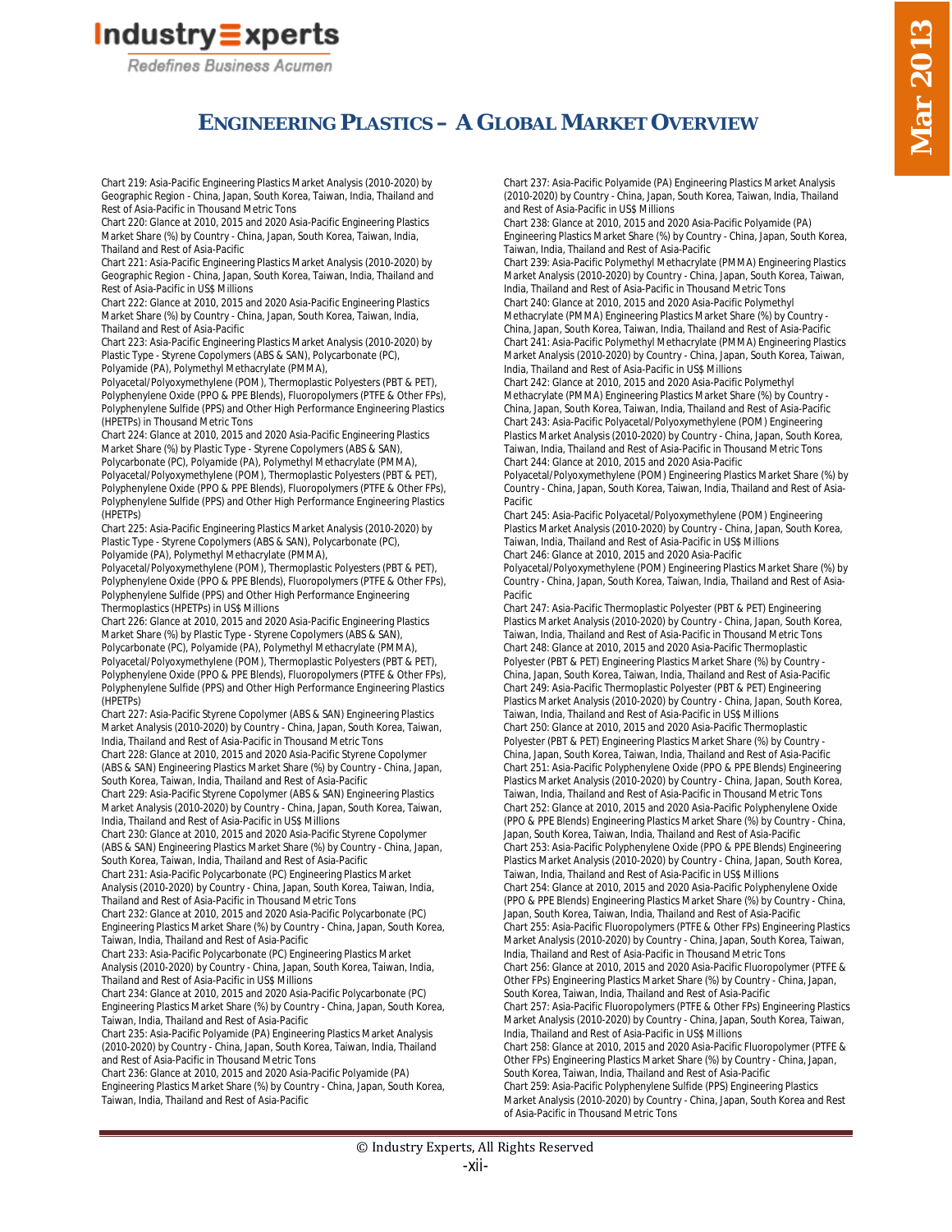Chart 219: Asia-Pacific Engineering Plastics Market Analysis (2010-2020) by Geographic Region - China, Japan, South Korea, Taiwan, India, Thailand and Rest of Asia-Pacific in Thousand Metric Tons
Chart 220: Glance at 2010, 2015 and 2020 Asia-Pacific Engineering Plastics Market Share (%) by Country - China, Japan, South Korea, Taiwan, India, Thailand and Rest of Asia-Pacific
Chart 221: Asia-Pacific Engineering Plastics Market Analysis (2010-2020) by Geographic Region - China, Japan, South Korea, Taiwan, India, Thailand and Rest of Asia-Pacific in US$ Millions
Chart 222: Glance at 2010, 2015 and 2020 Asia-Pacific Engineering Plastics Market Share (%) by Country - China, Japan, South Korea, Taiwan, India, Thailand and Rest of Asia-Pacific
Chart 223: Asia-Pacific Engineering Plastics Market Analysis (2010-2020) by Plastic Type - Styrene Copolymers (ABS & SAN), Polycarbonate (PC), Polyamide (PA), Polymethyl Methacrylate (PMMA), Polyacetal/Polyoxymethylene (POM), Thermoplastic Polyesters (PBT & PET), Polyphenylene Oxide (PPO & PPE Blends), Fluoropolymers (PTFE & Other FPs), Polyphenylene Sulfide (PPS) and Other High Performance Engineering Plastics (HPETPs) in Thousand Metric Tons
Chart 224: Glance at 2010, 2015 and 2020 Asia-Pacific Engineering Plastics Market Share (%) by Plastic Type - Styrene Copolymers (ABS & SAN), Polycarbonate (PC), Polyamide (PA), Polymethyl Methacrylate (PMMA), Polyacetal/Polyoxymethylene (POM), Thermoplastic Polyesters (PBT & PET), Polyphenylene Oxide (PPO & PPE Blends), Fluoropolymers (PTFE & Other FPs), Polyphenylene Sulfide (PPS) and Other High Performance Engineering Plastics (HPETPs)
Chart 225: Asia-Pacific Engineering Plastics Market Analysis (2010-2020) by Plastic Type - Styrene Copolymers (ABS & SAN), Polycarbonate (PC), Polyamide (PA), Polymethyl Methacrylate (PMMA), Polyacetal/Polyoxymethylene (POM), Thermoplastic Polyesters (PBT & PET), Polyphenylene Oxide (PPO & PPE Blends), Fluoropolymers (PTFE & Other FPs), Polyphenylene Sulfide (PPS) and Other High Performance Engineering Thermoplastics (HPETPs) in US$ Millions
Chart 226: Glance at 2010, 2015 and 2020 Asia-Pacific Engineering Plastics Market Share (%) by Plastic Type - Styrene Copolymers (ABS & SAN), Polycarbonate (PC), Polyamide (PA), Polymethyl Methacrylate (PMMA), Polyacetal/Polyoxymethylene (POM), Thermoplastic Polyesters (PBT & PET), Polyphenylene Oxide (PPO & PPE Blends), Fluoropolymers (PTFE & Other FPs), Polyphenylene Sulfide (PPS) and Other High Performance Engineering Plastics (HPETPs)
Chart 227: Asia-Pacific Styrene Copolymer (ABS & SAN) Engineering Plastics Market Analysis (2010-2020) by Country - China, Japan, South Korea, Taiwan, India, Thailand and Rest of Asia-Pacific in Thousand Metric Tons
Chart 228: Glance at 2010, 2015 and 2020 Asia-Pacific Styrene Copolymer (ABS & SAN) Engineering Plastics Market Share (%) by Country - China, Japan, South Korea, Taiwan, India, Thailand and Rest of Asia-Pacific
Chart 229: Asia-Pacific Styrene Copolymer (ABS & SAN) Engineering Plastics Market Analysis (2010-2020) by Country - China, Japan, South Korea, Taiwan, India, Thailand and Rest of Asia-Pacific in US$ Millions
Chart 230: Glance at 2010, 2015 and 2020 Asia-Pacific Styrene Copolymer (ABS & SAN) Engineering Plastics Market Share (%) by Country - China, Japan, South Korea, Taiwan, India, Thailand and Rest of Asia-Pacific
Chart 231: Asia-Pacific Polycarbonate (PC) Engineering Plastics Market Analysis (2010-2020) by Country - China, Japan, South Korea, Taiwan, India, Thailand and Rest of Asia-Pacific in Thousand Metric Tons
Chart 232: Glance at 2010, 2015 and 2020 Asia-Pacific Polycarbonate (PC) Engineering Plastics Market Share (%) by Country - China, Japan, South Korea, Taiwan, India, Thailand and Rest of Asia-Pacific
Chart 233: Asia-Pacific Polycarbonate (PC) Engineering Plastics Market Analysis (2010-2020) by Country - China, Japan, South Korea, Taiwan, India, Thailand and Rest of Asia-Pacific in US$ Millions
Chart 234: Glance at 2010, 2015 and 2020 Asia-Pacific Polycarbonate (PC) Engineering Plastics Market Share (%) by Country - China, Japan, South Korea, Taiwan, India, Thailand and Rest of Asia-Pacific
Chart 235: Asia-Pacific Polyamide (PA) Engineering Plastics Market Analysis (2010-2020) by Country - China, Japan, South Korea, Taiwan, India, Thailand and Rest of Asia-Pacific in Thousand Metric Tons
Chart 236: Glance at 2010, 2015 and 2020 Asia-Pacific Polyamide (PA) Engineering Plastics Market Share (%) by Country - China, Japan, South Korea, Taiwan, India, Thailand and Rest of Asia-Pacific
Chart 237: Asia-Pacific Polyamide (PA) Engineering Plastics Market Analysis (2010-2020) by Country - China, Japan, South Korea, Taiwan, India, Thailand and Rest of Asia-Pacific in US$ Millions
Chart 238: Glance at 2010, 2015 and 2020 Asia-Pacific Polyamide (PA) Engineering Plastics Market Share (%) by Country - China, Japan, South Korea, Taiwan, India, Thailand and Rest of Asia-Pacific
Chart 239: Asia-Pacific Polymethyl Methacrylate (PMMA) Engineering Plastics Market Analysis (2010-2020) by Country - China, Japan, South Korea, Taiwan, India, Thailand and Rest of Asia-Pacific in Thousand Metric Tons
Chart 240: Glance at 2010, 2015 and 2020 Asia-Pacific Polymethyl Methacrylate (PMMA) Engineering Plastics Market Share (%) by Country - China, Japan, South Korea, Taiwan, India, Thailand and Rest of Asia-Pacific
Chart 241: Asia-Pacific Polymethyl Methacrylate (PMMA) Engineering Plastics Market Analysis (2010-2020) by Country - China, Japan, South Korea, Taiwan, India, Thailand and Rest of Asia-Pacific in US$ Millions
Chart 242: Glance at 2010, 2015 and 2020 Asia-Pacific Polymethyl Methacrylate (PMMA) Engineering Plastics Market Share (%) by Country - China, Japan, South Korea, Taiwan, India, Thailand and Rest of Asia-Pacific
Chart 243: Asia-Pacific Polyacetal/Polyoxymethylene (POM) Engineering Plastics Market Analysis (2010-2020) by Country - China, Japan, South Korea, Taiwan, India, Thailand and Rest of Asia-Pacific in Thousand Metric Tons
Chart 244: Glance at 2010, 2015 and 2020 Asia-Pacific Polyacetal/Polyoxymethylene (POM) Engineering Plastics Market Share (%) by Country - China, Japan, South Korea, Taiwan, India, Thailand and Rest of Asia-Pacific
Chart 245: Asia-Pacific Polyacetal/Polyoxymethylene (POM) Engineering Plastics Market Analysis (2010-2020) by Country - China, Japan, South Korea, Taiwan, India, Thailand and Rest of Asia-Pacific in US$ Millions
Chart 246: Glance at 2010, 2015 and 2020 Asia-Pacific Polyacetal/Polyoxymethylene (POM) Engineering Plastics Market Share (%) by Country - China, Japan, South Korea, Taiwan, India, Thailand and Rest of Asia-Pacific
Chart 247: Asia-Pacific Thermoplastic Polyester (PBT & PET) Engineering Plastics Market Analysis (2010-2020) by Country - China, Japan, South Korea, Taiwan, India, Thailand and Rest of Asia-Pacific in Thousand Metric Tons
Chart 248: Glance at 2010, 2015 and 2020 Asia-Pacific Thermoplastic Polyester (PBT & PET) Engineering Plastics Market Share (%) by Country - China, Japan, South Korea, Taiwan, India, Thailand and Rest of Asia-Pacific
Chart 249: Asia-Pacific Thermoplastic Polyester (PBT & PET) Engineering Plastics Market Analysis (2010-2020) by Country - China, Japan, South Korea, Taiwan, India, Thailand and Rest of Asia-Pacific in US$ Millions
Chart 250: Glance at 2010, 2015 and 2020 Asia-Pacific Thermoplastic Polyester (PBT & PET) Engineering Plastics Market Share (%) by Country - China, Japan, South Korea, Taiwan, India, Thailand and Rest of Asia-Pacific
Chart 251: Asia-Pacific Polyphenylene Oxide (PPO & PPE Blends) Engineering Plastics Market Analysis (2010-2020) by Country - China, Japan, South Korea, Taiwan, India, Thailand and Rest of Asia-Pacific in Thousand Metric Tons
Chart 252: Glance at 2010, 2015 and 2020 Asia-Pacific Polyphenylene Oxide (PPO & PPE Blends) Engineering Plastics Market Share (%) by Country - China, Japan, South Korea, Taiwan, India, Thailand and Rest of Asia-Pacific
Chart 253: Asia-Pacific Polyphenylene Oxide (PPO & PPE Blends) Engineering Plastics Market Analysis (2010-2020) by Country - China, Japan, South Korea, Taiwan, India, Thailand and Rest of Asia-Pacific in US$ Millions
Chart 254: Glance at 2010, 2015 and 2020 Asia-Pacific Polyphenylene Oxide (PPO & PPE Blends) Engineering Plastics Market Share (%) by Country - China, Japan, South Korea, Taiwan, India, Thailand and Rest of Asia-Pacific
Chart 255: Asia-Pacific Fluoropolymers (PTFE & Other FPs) Engineering Plastics Market Analysis (2010-2020) by Country - China, Japan, South Korea, Taiwan, India, Thailand and Rest of Asia-Pacific in Thousand Metric Tons
Chart 256: Glance at 2010, 2015 and 2020 Asia-Pacific Fluoropolymer (PTFE & Other FPs) Engineering Plastics Market Share (%) by Country - China, Japan, South Korea, Taiwan, India, Thailand and Rest of Asia-Pacific
Chart 257: Asia-Pacific Fluoropolymers (PTFE & Other FPs) Engineering Plastics Market Analysis (2010-2020) by Country - China, Japan, South Korea, Taiwan, India, Thailand and Rest of Asia-Pacific in US$ Millions
Chart 258: Glance at 2010, 2015 and 2020 Asia-Pacific Fluoropolymer (PTFE & Other FPs) Engineering Plastics Market Share (%) by Country - China, Japan, South Korea, Taiwan, India, Thailand and Rest of Asia-Pacific
Chart 259: Asia-Pacific Polyphenylene Sulfide (PPS) Engineering Plastics Market Analysis (2010-2020) by Country - China, Japan, South Korea and Rest of Asia-Pacific in Thousand Metric Tons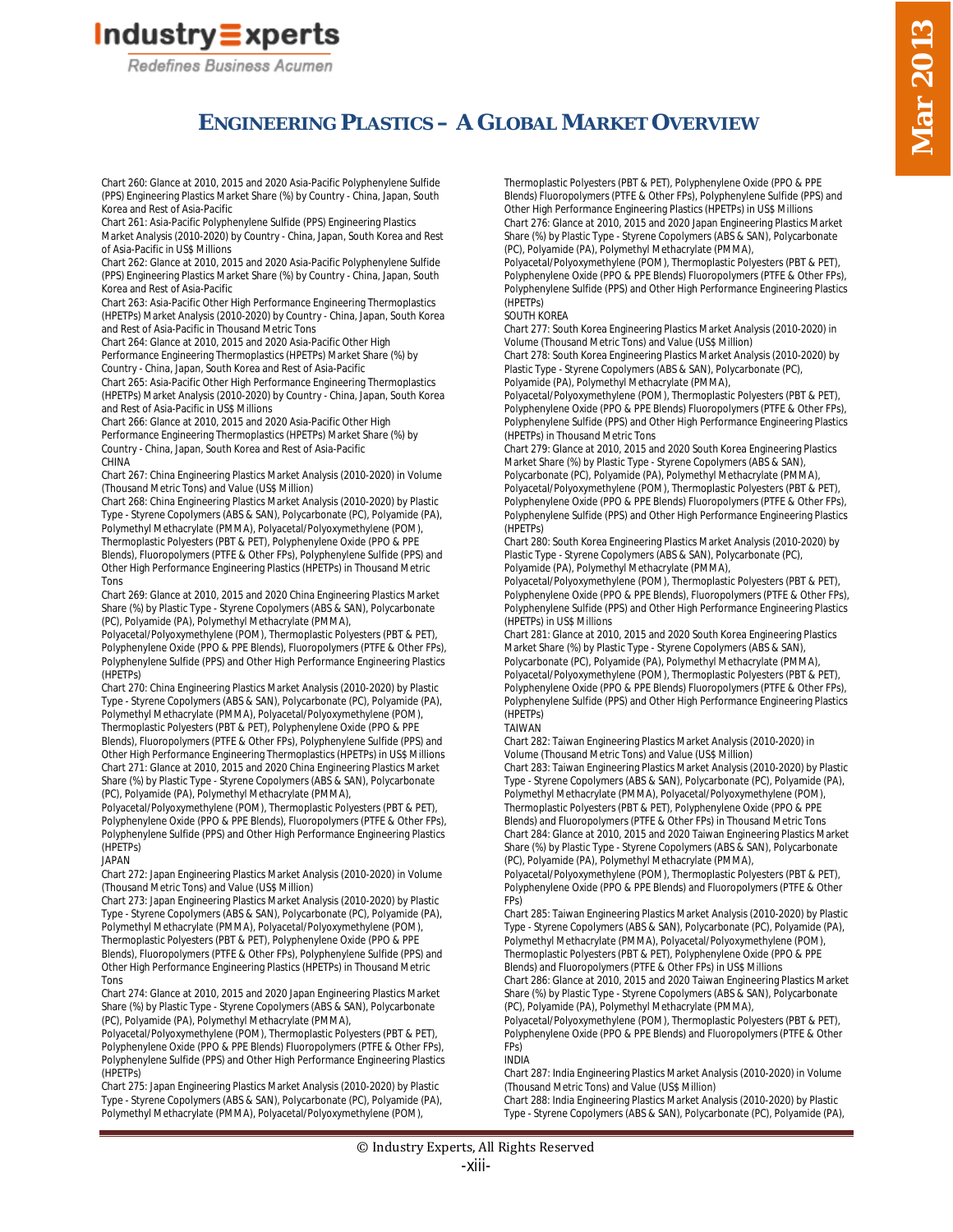# ENGINEERING PLASTICS – A GLOBAL MARKET OVERVIEW

Chart 260: Glance at 2010, 2015 and 2020 Asia-Pacific Polyphenylene Sulfide (PPS) Engineering Plastics Market Share (%) by Country - China, Japan, South Korea and Rest of Asia-Pacific

Chart 261: Asia-Pacific Polyphenylene Sulfide (PPS) Engineering Plastics Market Analysis (2010-2020) by Country - China, Japan, South Korea and Rest of Asia-Pacific in US$ Millions

Chart 262: Glance at 2010, 2015 and 2020 Asia-Pacific Polyphenylene Sulfide (PPS) Engineering Plastics Market Share (%) by Country - China, Japan, South Korea and Rest of Asia-Pacific

Chart 263: Asia-Pacific Other High Performance Engineering Thermoplastics (HPETPs) Market Analysis (2010-2020) by Country - China, Japan, South Korea and Rest of Asia-Pacific in Thousand Metric Tons

Chart 264: Glance at 2010, 2015 and 2020 Asia-Pacific Other High Performance Engineering Thermoplastics (HPETPs) Market Share (%) by Country - China, Japan, South Korea and Rest of Asia-Pacific

Chart 265: Asia-Pacific Other High Performance Engineering Thermoplastics (HPETPs) Market Analysis (2010-2020) by Country - China, Japan, South Korea and Rest of Asia-Pacific in US$ Millions

Chart 266: Glance at 2010, 2015 and 2020 Asia-Pacific Other High Performance Engineering Thermoplastics (HPETPs) Market Share (%) by Country - China, Japan, South Korea and Rest of Asia-Pacific

CHINA

Chart 267: China Engineering Plastics Market Analysis (2010-2020) in Volume (Thousand Metric Tons) and Value (US$ Million)

Chart 268: China Engineering Plastics Market Analysis (2010-2020) by Plastic Type - Styrene Copolymers (ABS & SAN), Polycarbonate (PC), Polyamide (PA), Polymethyl Methacrylate (PMMA), Polyacetal/Polyoxymethylene (POM), Thermoplastic Polyesters (PBT & PET), Polyphenylene Oxide (PPO & PPE Blends), Fluoropolymers (PTFE & Other FPs), Polyphenylene Sulfide (PPS) and Other High Performance Engineering Plastics (HPETPs) in Thousand Metric Tons

Chart 269: Glance at 2010, 2015 and 2020 China Engineering Plastics Market Share (%) by Plastic Type - Styrene Copolymers (ABS & SAN), Polycarbonate (PC), Polyamide (PA), Polymethyl Methacrylate (PMMA), Polyacetal/Polyoxymethylene (POM), Thermoplastic Polyesters (PBT & PET), Polyphenylene Oxide (PPO & PPE Blends), Fluoropolymers (PTFE & Other FPs), Polyphenylene Sulfide (PPS) and Other High Performance Engineering Plastics (HPETPs)

Chart 270: China Engineering Plastics Market Analysis (2010-2020) by Plastic Type - Styrene Copolymers (ABS & SAN), Polycarbonate (PC), Polyamide (PA), Polymethyl Methacrylate (PMMA), Polyacetal/Polyoxymethylene (POM), Thermoplastic Polyesters (PBT & PET), Polyphenylene Oxide (PPO & PPE Blends), Fluoropolymers (PTFE & Other FPs), Polyphenylene Sulfide (PPS) and Other High Performance Engineering Thermoplastics (HPETPs) in US$ Millions

Chart 271: Glance at 2010, 2015 and 2020 China Engineering Plastics Market Share (%) by Plastic Type - Styrene Copolymers (ABS & SAN), Polycarbonate (PC), Polyamide (PA), Polymethyl Methacrylate (PMMA), Polyacetal/Polyoxymethylene (POM), Thermoplastic Polyesters (PBT & PET), Polyphenylene Oxide (PPO & PPE Blends), Fluoropolymers (PTFE & Other FPs), Polyphenylene Sulfide (PPS) and Other High Performance Engineering Plastics (HPETPs)

JAPAN

Chart 272: Japan Engineering Plastics Market Analysis (2010-2020) in Volume (Thousand Metric Tons) and Value (US$ Million)

Chart 273: Japan Engineering Plastics Market Analysis (2010-2020) by Plastic Type - Styrene Copolymers (ABS & SAN), Polycarbonate (PC), Polyamide (PA), Polymethyl Methacrylate (PMMA), Polyacetal/Polyoxymethylene (POM), Thermoplastic Polyesters (PBT & PET), Polyphenylene Oxide (PPO & PPE Blends), Fluoropolymers (PTFE & Other FPs), Polyphenylene Sulfide (PPS) and Other High Performance Engineering Plastics (HPETPs) in Thousand Metric Tons

Chart 274: Glance at 2010, 2015 and 2020 Japan Engineering Plastics Market Share (%) by Plastic Type - Styrene Copolymers (ABS & SAN), Polycarbonate (PC), Polyamide (PA), Polymethyl Methacrylate (PMMA), Polyacetal/Polyoxymethylene (POM), Thermoplastic Polyesters (PBT & PET), Polyphenylene Oxide (PPO & PPE Blends) Fluoropolymers (PTFE & Other FPs), Polyphenylene Sulfide (PPS) and Other High Performance Engineering Plastics (HPETPs)

Chart 275: Japan Engineering Plastics Market Analysis (2010-2020) by Plastic Type - Styrene Copolymers (ABS & SAN), Polycarbonate (PC), Polyamide (PA), Polymethyl Methacrylate (PMMA), Polyacetal/Polyoxymethylene (POM), Thermoplastic Polyesters (PBT & PET), Polyphenylene Oxide (PPO & PPE Blends) Fluoropolymers (PTFE & Other FPs), Polyphenylene Sulfide (PPS) and Other High Performance Engineering Plastics (HPETPs) in US$ Millions

Chart 276: Glance at 2010, 2015 and 2020 Japan Engineering Plastics Market Share (%) by Plastic Type - Styrene Copolymers (ABS & SAN), Polycarbonate (PC), Polyamide (PA), Polymethyl Methacrylate (PMMA), Polyacetal/Polyoxymethylene (POM), Thermoplastic Polyesters (PBT & PET), Polyphenylene Oxide (PPO & PPE Blends) Fluoropolymers (PTFE & Other FPs), Polyphenylene Sulfide (PPS) and Other High Performance Engineering Plastics (HPETPs)

SOUTH KOREA

Chart 277: South Korea Engineering Plastics Market Analysis (2010-2020) in Volume (Thousand Metric Tons) and Value (US$ Million)

Chart 278: South Korea Engineering Plastics Market Analysis (2010-2020) by Plastic Type - Styrene Copolymers (ABS & SAN), Polycarbonate (PC), Polyamide (PA), Polymethyl Methacrylate (PMMA), Polyacetal/Polyoxymethylene (POM), Thermoplastic Polyesters (PBT & PET), Polyphenylene Oxide (PPO & PPE Blends) Fluoropolymers (PTFE & Other FPs), Polyphenylene Sulfide (PPS) and Other High Performance Engineering Plastics (HPETPs) in Thousand Metric Tons

Chart 279: Glance at 2010, 2015 and 2020 South Korea Engineering Plastics Market Share (%) by Plastic Type - Styrene Copolymers (ABS & SAN), Polycarbonate (PC), Polyamide (PA), Polymethyl Methacrylate (PMMA), Polyacetal/Polyoxymethylene (POM), Thermoplastic Polyesters (PBT & PET), Polyphenylene Oxide (PPO & PPE Blends) Fluoropolymers (PTFE & Other FPs), Polyphenylene Sulfide (PPS) and Other High Performance Engineering Plastics (HPETPs)

Chart 280: South Korea Engineering Plastics Market Analysis (2010-2020) by Plastic Type - Styrene Copolymers (ABS & SAN), Polycarbonate (PC), Polyamide (PA), Polymethyl Methacrylate (PMMA), Polyacetal/Polyoxymethylene (POM), Thermoplastic Polyesters (PBT & PET), Polyphenylene Oxide (PPO & PPE Blends), Fluoropolymers (PTFE & Other FPs), Polyphenylene Sulfide (PPS) and Other High Performance Engineering Plastics (HPETPs) in US$ Millions

Chart 281: Glance at 2010, 2015 and 2020 South Korea Engineering Plastics Market Share (%) by Plastic Type - Styrene Copolymers (ABS & SAN), Polycarbonate (PC), Polyamide (PA), Polymethyl Methacrylate (PMMA), Polyacetal/Polyoxymethylene (POM), Thermoplastic Polyesters (PBT & PET), Polyphenylene Oxide (PPO & PPE Blends) Fluoropolymers (PTFE & Other FPs), Polyphenylene Sulfide (PPS) and Other High Performance Engineering Plastics (HPETPs)

TAIWAN

Chart 282: Taiwan Engineering Plastics Market Analysis (2010-2020) in Volume (Thousand Metric Tons) and Value (US$ Million)

Chart 283: Taiwan Engineering Plastics Market Analysis (2010-2020) by Plastic Type - Styrene Copolymers (ABS & SAN), Polycarbonate (PC), Polyamide (PA), Polymethyl Methacrylate (PMMA), Polyacetal/Polyoxymethylene (POM), Thermoplastic Polyesters (PBT & PET), Polyphenylene Oxide (PPO & PPE Blends) and Fluoropolymers (PTFE & Other FPs) in Thousand Metric Tons

Chart 284: Glance at 2010, 2015 and 2020 Taiwan Engineering Plastics Market Share (%) by Plastic Type - Styrene Copolymers (ABS & SAN), Polycarbonate (PC), Polyamide (PA), Polymethyl Methacrylate (PMMA), Polyacetal/Polyoxymethylene (POM), Thermoplastic Polyesters (PBT & PET), Polyphenylene Oxide (PPO & PPE Blends) and Fluoropolymers (PTFE & Other FPs)

Chart 285: Taiwan Engineering Plastics Market Analysis (2010-2020) by Plastic Type - Styrene Copolymers (ABS & SAN), Polycarbonate (PC), Polyamide (PA), Polymethyl Methacrylate (PMMA), Polyacetal/Polyoxymethylene (POM), Thermoplastic Polyesters (PBT & PET), Polyphenylene Oxide (PPO & PPE Blends) and Fluoropolymers (PTFE & Other FPs) in US$ Millions

Chart 286: Glance at 2010, 2015 and 2020 Taiwan Engineering Plastics Market Share (%) by Plastic Type - Styrene Copolymers (ABS & SAN), Polycarbonate (PC), Polyamide (PA), Polymethyl Methacrylate (PMMA), Polyacetal/Polyoxymethylene (POM), Thermoplastic Polyesters (PBT & PET), Polyphenylene Oxide (PPO & PPE Blends) and Fluoropolymers (PTFE & Other FPs)

INDIA

Chart 287: India Engineering Plastics Market Analysis (2010-2020) in Volume (Thousand Metric Tons) and Value (US$ Million)

Chart 288: India Engineering Plastics Market Analysis (2010-2020) by Plastic Type - Styrene Copolymers (ABS & SAN), Polycarbonate (PC), Polyamide (PA),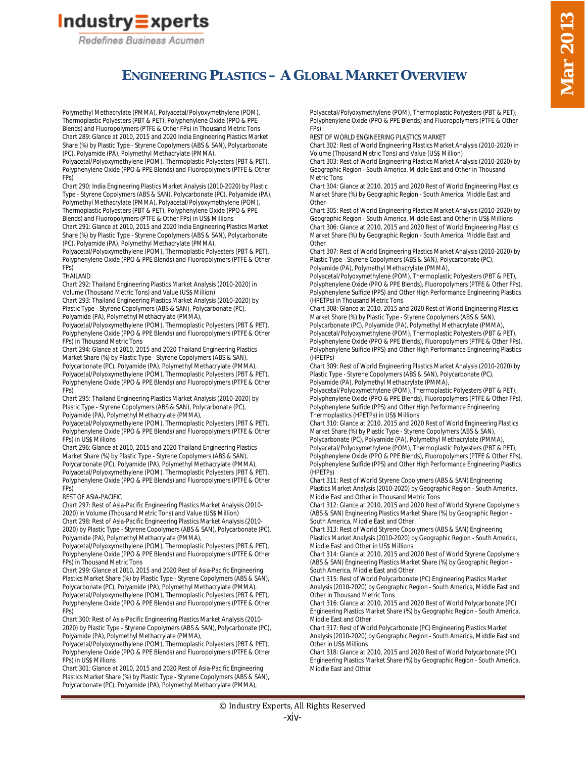Polymethyl Methacrylate (PMMA), Polyacetal/Polyoxymethylene (POM), Thermoplastic Polyesters (PBT & PET), Polyphenylene Oxide (PPO & PPE Blends) and Fluoropolymers (PTFE & Other FPs) in Thousand Metric Tons

Chart 289: Glance at 2010, 2015 and 2020 India Engineering Plastics Market Share (%) by Plastic Type - Styrene Copolymers (ABS & SAN), Polycarbonate (PC), Polyamide (PA), Polymethyl Methacrylate (PMMA), Polyacetal/Polyoxymethylene (POM), Thermoplastic Polyesters (PBT & PET), Polyphenylene Oxide (PPO & PPE Blends) and Fluoropolymers (PTFE & Other FPs)

Chart 290: India Engineering Plastics Market Analysis (2010-2020) by Plastic Type - Styrene Copolymers (ABS & SAN), Polycarbonate (PC), Polyamide (PA), Polymethyl Methacrylate (PMMA), Polyacetal/Polyoxymethylene (POM), Thermoplastic Polyesters (PBT & PET), Polyphenylene Oxide (PPO & PPE Blends) and Fluoropolymers (PTFE & Other FPs) in US$ Millions

Chart 291: Glance at 2010, 2015 and 2020 India Engineering Plastics Market Share (%) by Plastic Type - Styrene Copolymers (ABS & SAN), Polycarbonate (PC), Polyamide (PA), Polymethyl Methacrylate (PMMA), Polyacetal/Polyoxymethylene (POM), Thermoplastic Polyesters (PBT & PET), Polyphenylene Oxide (PPO & PPE Blends) and Fluoropolymers (PTFE & Other FPs)

THAILAND

Chart 292: Thailand Engineering Plastics Market Analysis (2010-2020) in Volume (Thousand Metric Tons) and Value (US$ Million)

Chart 293: Thailand Engineering Plastics Market Analysis (2010-2020) by Plastic Type - Styrene Copolymers (ABS & SAN), Polycarbonate (PC), Polyamide (PA), Polymethyl Methacrylate (PMMA), Polyacetal/Polyoxymethylene (POM), Thermoplastic Polyesters (PBT & PET), Polyphenylene Oxide (PPO & PPE Blends) and Fluoropolymers (PTFE & Other FPs) in Thousand Metric Tons

Chart 294: Glance at 2010, 2015 and 2020 Thailand Engineering Plastics Market Share (%) by Plastic Type - Styrene Copolymers (ABS & SAN), Polycarbonate (PC), Polyamide (PA), Polymethyl Methacrylate (PMMA), Polyacetal/Polyoxymethylene (POM), Thermoplastic Polyesters (PBT & PET), Polyphenylene Oxide (PPO & PPE Blends) and Fluoropolymers (PTFE & Other FPs)

Chart 295: Thailand Engineering Plastics Market Analysis (2010-2020) by Plastic Type - Styrene Copolymers (ABS & SAN), Polycarbonate (PC), Polyamide (PA), Polymethyl Methacrylate (PMMA), Polyacetal/Polyoxymethylene (POM), Thermoplastic Polyesters (PBT & PET), Polyphenylene Oxide (PPO & PPE Blends) and Fluoropolymers (PTFE & Other FPs) in US$ Millions

Chart 296: Glance at 2010, 2015 and 2020 Thailand Engineering Plastics Market Share (%) by Plastic Type - Styrene Copolymers (ABS & SAN), Polycarbonate (PC), Polyamide (PA), Polymethyl Methacrylate (PMMA), Polyacetal/Polyoxymethylene (POM), Thermoplastic Polyesters (PBT & PET), Polyphenylene Oxide (PPO & PPE Blends) and Fluoropolymers (PTFE & Other FPs)

REST OF ASIA-PACIFIC

Chart 297: Rest of Asia-Pacific Engineering Plastics Market Analysis (2010-2020) in Volume (Thousand Metric Tons) and Value (US$ Million)

Chart 298: Rest of Asia-Pacific Engineering Plastics Market Analysis (2010-2020) by Plastic Type - Styrene Copolymers (ABS & SAN), Polycarbonate (PC), Polyamide (PA), Polymethyl Methacrylate (PMMA), Polyacetal/Polyoxymethylene (POM), Thermoplastic Polyesters (PBT & PET), Polyphenylene Oxide (PPO & PPE Blends) and Fluoropolymers (PTFE & Other FPs) in Thousand Metric Tons

Chart 299: Glance at 2010, 2015 and 2020 Rest of Asia-Pacific Engineering Plastics Market Share (%) by Plastic Type - Styrene Copolymers (ABS & SAN), Polycarbonate (PC), Polyamide (PA), Polymethyl Methacrylate (PMMA), Polyacetal/Polyoxymethylene (POM), Thermoplastic Polyesters (PBT & PET), Polyphenylene Oxide (PPO & PPE Blends) and Fluoropolymers (PTFE & Other FPs)

Chart 300: Rest of Asia-Pacific Engineering Plastics Market Analysis (2010-2020) by Plastic Type - Styrene Copolymers (ABS & SAN), Polycarbonate (PC), Polyamide (PA), Polymethyl Methacrylate (PMMA), Polyacetal/Polyoxymethylene (POM), Thermoplastic Polyesters (PBT & PET), Polyphenylene Oxide (PPO & PPE Blends) and Fluoropolymers (PTFE & Other FPs) in US$ Millions

Chart 301: Glance at 2010, 2015 and 2020 Rest of Asia-Pacific Engineering Plastics Market Share (%) by Plastic Type - Styrene Copolymers (ABS & SAN), Polycarbonate (PC), Polyamide (PA), Polymethyl Methacrylate (PMMA), Polyacetal/Polyoxymethylene (POM), Thermoplastic Polyesters (PBT & PET), Polyphenylene Oxide (PPO & PPE Blends) and Fluoropolymers (PTFE & Other FPs)

REST OF WORLD ENGINEERING PLASTICS MARKET

Chart 302: Rest of World Engineering Plastics Market Analysis (2010-2020) in Volume (Thousand Metric Tons) and Value (US$ Million)

Chart 303: Rest of World Engineering Plastics Market Analysis (2010-2020) by Geographic Region - South America, Middle East and Other in Thousand Metric Tons

Chart 304: Glance at 2010, 2015 and 2020 Rest of World Engineering Plastics Market Share (%) by Geographic Region - South America, Middle East and Other

Chart 305: Rest of World Engineering Plastics Market Analysis (2010-2020) by Geographic Region - South America, Middle East and Other in US$ Millions

Chart 306: Glance at 2010, 2015 and 2020 Rest of World Engineering Plastics Market Share (%) by Geographic Region - South America, Middle East and Other

Chart 307: Rest of World Engineering Plastics Market Analysis (2010-2020) by Plastic Type - Styrene Copolymers (ABS & SAN), Polycarbonate (PC), Polyamide (PA), Polymethyl Methacrylate (PMMA), Polyacetal/Polyoxymethylene (POM), Thermoplastic Polyesters (PBT & PET), Polyphenylene Oxide (PPO & PPE Blends), Fluoropolymers (PTFE & Other FPs), Polyphenylene Sulfide (PPS) and Other High Performance Engineering Plastics (HPETPs) in Thousand Metric Tons

Chart 308: Glance at 2010, 2015 and 2020 Rest of World Engineering Plastics Market Share (%) by Plastic Type - Styrene Copolymers (ABS & SAN), Polycarbonate (PC), Polyamide (PA), Polymethyl Methacrylate (PMMA), Polyacetal/Polyoxymethylene (POM), Thermoplastic Polyesters (PBT & PET), Polyphenylene Oxide (PPO & PPE Blends), Fluoropolymers (PTFE & Other FPs), Polyphenylene Sulfide (PPS) and Other High Performance Engineering Plastics (HPETPs)

Chart 309: Rest of World Engineering Plastics Market Analysis (2010-2020) by Plastic Type - Styrene Copolymers (ABS & SAN), Polycarbonate (PC), Polyamide (PA), Polymethyl Methacrylate (PMMA), Polyacetal/Polyoxymethylene (POM), Thermoplastic Polyesters (PBT & PET), Polyphenylene Oxide (PPO & PPE Blends), Fluoropolymers (PTFE & Other FPs), Polyphenylene Sulfide (PPS) and Other High Performance Engineering Thermoplastics (HPETPs) in US$ Millions

Chart 310: Glance at 2010, 2015 and 2020 Rest of World Engineering Plastics Market Share (%) by Plastic Type - Styrene Copolymers (ABS & SAN), Polycarbonate (PC), Polyamide (PA), Polymethyl Methacrylate (PMMA), Polyacetal/Polyoxymethylene (POM), Thermoplastic Polyesters (PBT & PET), Polyphenylene Oxide (PPO & PPE Blends), Fluoropolymers (PTFE & Other FPs), Polyphenylene Sulfide (PPS) and Other High Performance Engineering Plastics (HPETPs)

Chart 311: Rest of World Styrene Copolymers (ABS & SAN) Engineering Plastics Market Analysis (2010-2020) by Geographic Region - South America, Middle East and Other in Thousand Metric Tons

Chart 312: Glance at 2010, 2015 and 2020 Rest of World Styrene Copolymers (ABS & SAN) Engineering Plastics Market Share (%) by Geographic Region - South America, Middle East and Other

Chart 313: Rest of World Styrene Copolymers (ABS & SAN) Engineering Plastics Market Analysis (2010-2020) by Geographic Region - South America, Middle East and Other in US$ Millions

Chart 314: Glance at 2010, 2015 and 2020 Rest of World Styrene Copolymers (ABS & SAN) Engineering Plastics Market Share (%) by Geographic Region - South America, Middle East and Other

Chart 315: Rest of World Polycarbonate (PC) Engineering Plastics Market Analysis (2010-2020) by Geographic Region - South America, Middle East and Other in Thousand Metric Tons

Chart 316: Glance at 2010, 2015 and 2020 Rest of World Polycarbonate (PC) Engineering Plastics Market Share (%) by Geographic Region - South America, Middle East and Other

Chart 317: Rest of World Polycarbonate (PC) Engineering Plastics Market Analysis (2010-2020) by Geographic Region - South America, Middle East and Other in US$ Millions

Chart 318: Glance at 2010, 2015 and 2020 Rest of World Polycarbonate (PC) Engineering Plastics Market Share (%) by Geographic Region - South America, Middle East and Other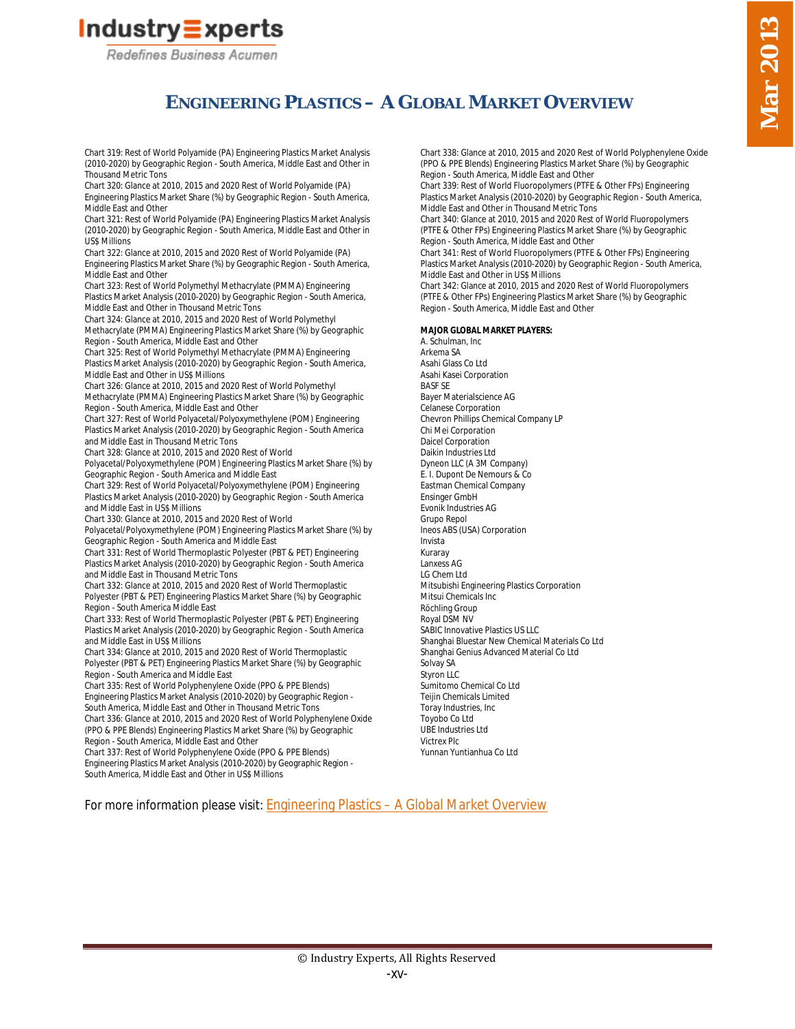# ENGINEERING PLASTICS – A GLOBAL MARKET OVERVIEW

Chart 319: Rest of World Polyamide (PA) Engineering Plastics Market Analysis (2010-2020) by Geographic Region - South America, Middle East and Other in Thousand Metric Tons
Chart 320: Glance at 2010, 2015 and 2020 Rest of World Polyamide (PA) Engineering Plastics Market Share (%) by Geographic Region - South America, Middle East and Other
Chart 321: Rest of World Polyamide (PA) Engineering Plastics Market Analysis (2010-2020) by Geographic Region - South America, Middle East and Other in US$ Millions
Chart 322: Glance at 2010, 2015 and 2020 Rest of World Polyamide (PA) Engineering Plastics Market Share (%) by Geographic Region - South America, Middle East and Other
Chart 323: Rest of World Polymethyl Methacrylate (PMMA) Engineering Plastics Market Analysis (2010-2020) by Geographic Region - South America, Middle East and Other in Thousand Metric Tons
Chart 324: Glance at 2010, 2015 and 2020 Rest of World Polymethyl Methacrylate (PMMA) Engineering Plastics Market Share (%) by Geographic Region - South America, Middle East and Other
Chart 325: Rest of World Polymethyl Methacrylate (PMMA) Engineering Plastics Market Analysis (2010-2020) by Geographic Region - South America, Middle East and Other in US$ Millions
Chart 326: Glance at 2010, 2015 and 2020 Rest of World Polymethyl Methacrylate (PMMA) Engineering Plastics Market Share (%) by Geographic Region - South America, Middle East and Other
Chart 327: Rest of World Polyacetal/Polyoxymethylene (POM) Engineering Plastics Market Analysis (2010-2020) by Geographic Region - South America and Middle East in Thousand Metric Tons
Chart 328: Glance at 2010, 2015 and 2020 Rest of World Polyacetal/Polyoxymethylene (POM) Engineering Plastics Market Share (%) by Geographic Region - South America and Middle East
Chart 329: Rest of World Polyacetal/Polyoxymethylene (POM) Engineering Plastics Market Analysis (2010-2020) by Geographic Region - South America and Middle East in US$ Millions
Chart 330: Glance at 2010, 2015 and 2020 Rest of World Polyacetal/Polyoxymethylene (POM) Engineering Plastics Market Share (%) by Geographic Region - South America and Middle East
Chart 331: Rest of World Thermoplastic Polyester (PBT & PET) Engineering Plastics Market Analysis (2010-2020) by Geographic Region - South America and Middle East in Thousand Metric Tons
Chart 332: Glance at 2010, 2015 and 2020 Rest of World Thermoplastic Polyester (PBT & PET) Engineering Plastics Market Share (%) by Geographic Region - South America Middle East
Chart 333: Rest of World Thermoplastic Polyester (PBT & PET) Engineering Plastics Market Analysis (2010-2020) by Geographic Region - South America and Middle East in US$ Millions
Chart 334: Glance at 2010, 2015 and 2020 Rest of World Thermoplastic Polyester (PBT & PET) Engineering Plastics Market Share (%) by Geographic Region - South America and Middle East
Chart 335: Rest of World Polyphenylene Oxide (PPO & PPE Blends) Engineering Plastics Market Analysis (2010-2020) by Geographic Region - South America, Middle East and Other in Thousand Metric Tons
Chart 336: Glance at 2010, 2015 and 2020 Rest of World Polyphenylene Oxide (PPO & PPE Blends) Engineering Plastics Market Share (%) by Geographic Region - South America, Middle East and Other
Chart 337: Rest of World Polyphenylene Oxide (PPO & PPE Blends) Engineering Plastics Market Analysis (2010-2020) by Geographic Region - South America, Middle East and Other in US$ Millions
Chart 338: Glance at 2010, 2015 and 2020 Rest of World Polyphenylene Oxide (PPO & PPE Blends) Engineering Plastics Market Share (%) by Geographic Region - South America, Middle East and Other
Chart 339: Rest of World Fluoropolymers (PTFE & Other FPs) Engineering Plastics Market Analysis (2010-2020) by Geographic Region - South America, Middle East and Other in Thousand Metric Tons
Chart 340: Glance at 2010, 2015 and 2020 Rest of World Fluoropolymers (PTFE & Other FPs) Engineering Plastics Market Share (%) by Geographic Region - South America, Middle East and Other
Chart 341: Rest of World Fluoropolymers (PTFE & Other FPs) Engineering Plastics Market Analysis (2010-2020) by Geographic Region - South America, Middle East and Other in US$ Millions
Chart 342: Glance at 2010, 2015 and 2020 Rest of World Fluoropolymers (PTFE & Other FPs) Engineering Plastics Market Share (%) by Geographic Region - South America, Middle East and Other

**MAJOR GLOBAL MARKET PLAYERS:**

A. Schulman, Inc
Arkema SA
Asahi Glass Co Ltd
Asahi Kasei Corporation
BASF SE
Bayer Materialscience AG
Celanese Corporation
Chevron Phillips Chemical Company LP
Chi Mei Corporation
Daicel Corporation
Daikin Industries Ltd
Dyneon LLC (A 3M Company)
E. I. Dupont De Nemours & Co
Eastman Chemical Company
Ensinger GmbH
Evonik Industries AG
Grupo Repol
Ineos ABS (USA) Corporation
Invista
Kuraray
Lanxess AG
LG Chem Ltd
Mitsubishi Engineering Plastics Corporation
Mitsui Chemicals Inc
Röchling Group
Royal DSM NV
SABIC Innovative Plastics US LLC
Shanghai Bluestar New Chemical Materials Co Ltd
Shanghai Genius Advanced Material Co Ltd
Solvay SA
Styron LLC
Sumitomo Chemical Co Ltd
Teijin Chemicals Limited
Toray Industries, Inc
Toyobo Co Ltd
UBE Industries Ltd
Victrex Plc
Yunnan Yuntianhua Co Ltd

For more information please visit: Engineering Plastics – A Global Market Overview